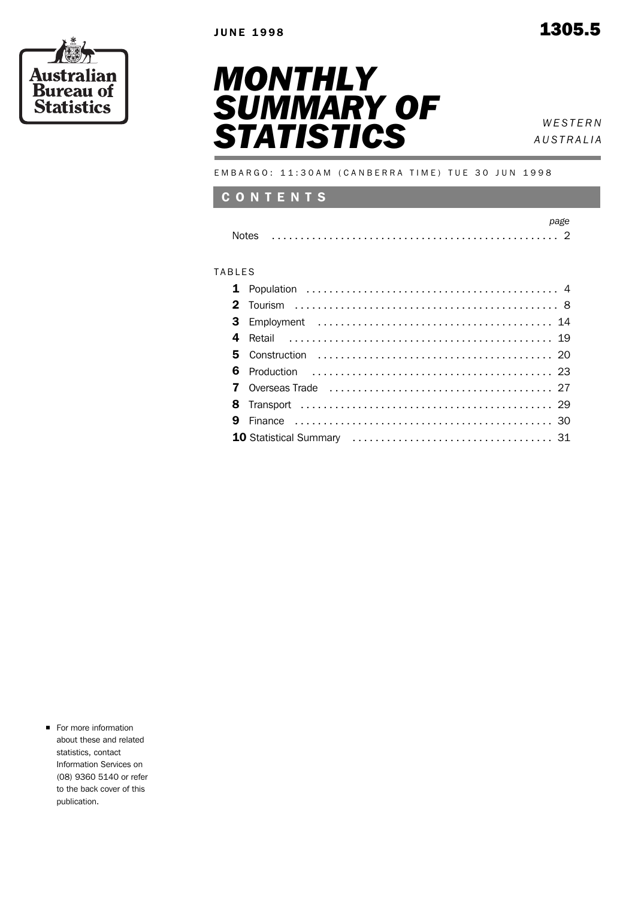JUNE 1998

1305.5

Australian Bureau of Statistics

# MONTHLY SUMMARY OF STATISTICS

*WESTERN AUSTRALIA*

EMBARGO: 11:30AM (CANBERRA TIME) TUE 30 JUN 1998

## CONTENTS

| | page |
|---|---|
| Notes | 2 |

TABLES

| | | page |
|---|---|---|
| **1** | Population | 4 |
| **2** | Tourism | 8 |
| **3** | Employment | 14 |
| **4** | Retail | 19 |
| **5** | Construction | 20 |
| **6** | Production | 23 |
| **7** | Overseas Trade | 27 |
| **8** | Transport | 29 |
| **9** | Finance | 30 |
| **10** | Statistical Summary | 31 |

- For more information about these and related statistics, contact Information Services on (08) 9360 5140 or refer to the back cover of this publication.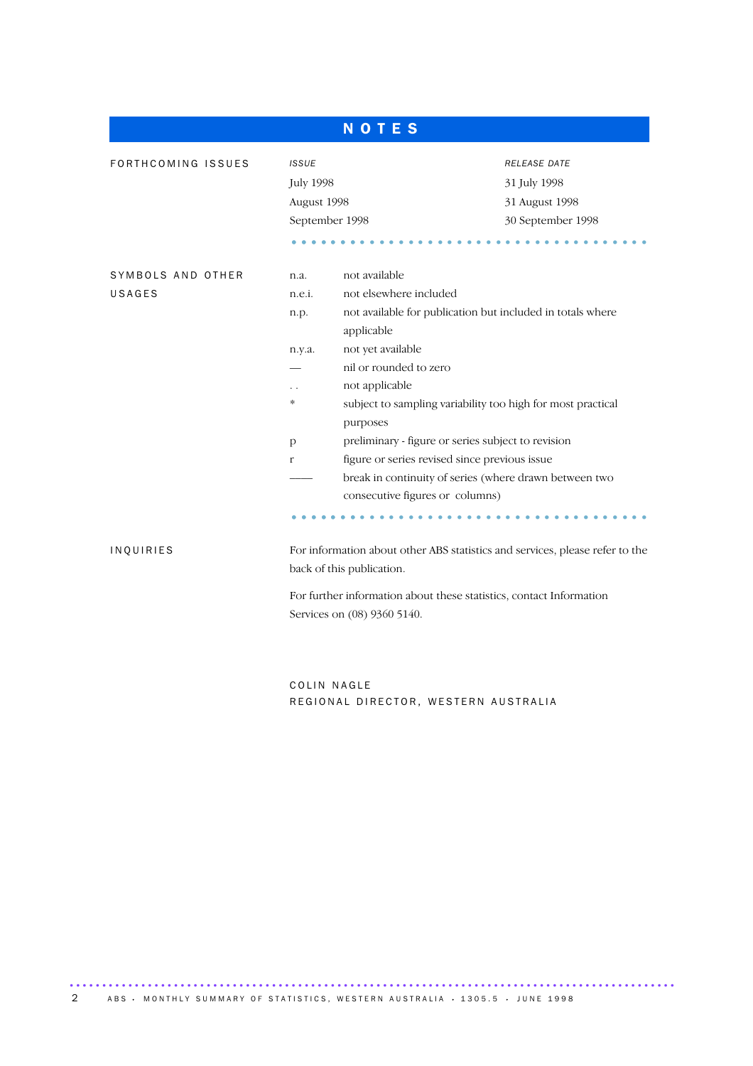# NOTES

## FORTHCOMING ISSUES

| *ISSUE* | *RELEASE DATE* |
| --- | --- |
| July 1998 | 31 July 1998 |
| August 1998 | 31 August 1998 |
| September 1998 | 30 September 1998 |

## SYMBOLS AND OTHER USAGES

| | |
| --- | --- |
| n.a. | not available |
| n.e.i. | not elsewhere included |
| n.p. | not available for publication but included in totals where applicable |
| n.y.a. | not yet available |
| — | nil or rounded to zero |
| . . | not applicable |
| * | subject to sampling variability too high for most practical purposes |
| p | preliminary - figure or series subject to revision |
| r | figure or series revised since previous issue |
| —— | break in continuity of series (where drawn between two consecutive figures or columns) |

## INQUIRIES

For information about other ABS statistics and services, please refer to the back of this publication.

For further information about these statistics, contact Information Services on (08) 9360 5140.

COLIN NAGLE
REGIONAL DIRECTOR, WESTERN AUSTRALIA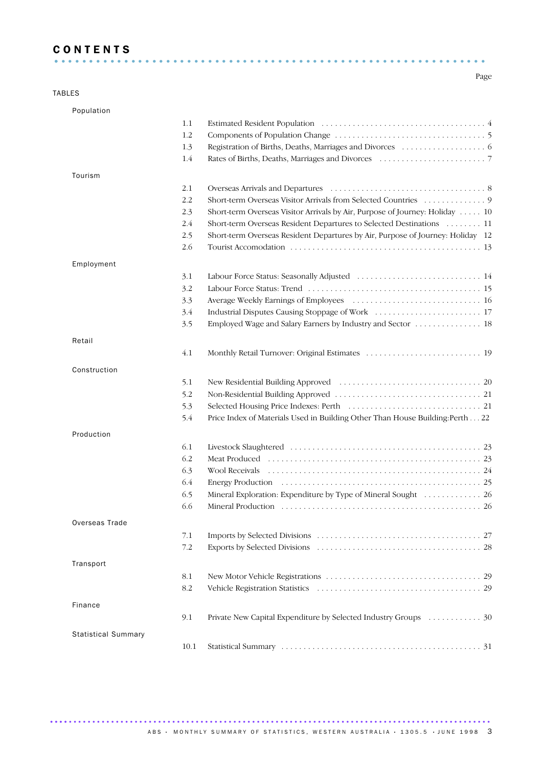# CONTENTS

Page

TABLES

**Population**

| | | |
|---|---|---|
| 1.1 | Estimated Resident Population | 4 |
| 1.2 | Components of Population Change | 5 |
| 1.3 | Registration of Births, Deaths, Marriages and Divorces | 6 |
| 1.4 | Rates of Births, Deaths, Marriages and Divorces | 7 |

**Tourism**

| | | |
|---|---|---|
| 2.1 | Overseas Arrivals and Departures | 8 |
| 2.2 | Short-term Overseas Visitor Arrivals from Selected Countries | 9 |
| 2.3 | Short-term Overseas Visitor Arrivals by Air, Purpose of Journey: Holiday | 10 |
| 2.4 | Short-term Overseas Resident Departures to Selected Destinations | 11 |
| 2.5 | Short-term Overseas Resident Departures by Air, Purpose of Journey: Holiday | 12 |
| 2.6 | Tourist Accomodation | 13 |

**Employment**

| | | |
|---|---|---|
| 3.1 | Labour Force Status: Seasonally Adjusted | 14 |
| 3.2 | Labour Force Status: Trend | 15 |
| 3.3 | Average Weekly Earnings of Employees | 16 |
| 3.4 | Industrial Disputes Causing Stoppage of Work | 17 |
| 3.5 | Employed Wage and Salary Earners by Industry and Sector | 18 |

**Retail**

| | | |
|---|---|---|
| 4.1 | Monthly Retail Turnover: Original Estimates | 19 |

**Construction**

| | | |
|---|---|---|
| 5.1 | New Residential Building Approved | 20 |
| 5.2 | Non-Residential Building Approved | 21 |
| 5.3 | Selected Housing Price Indexes: Perth | 21 |
| 5.4 | Price Index of Materials Used in Building Other Than House Building:Perth | 22 |

**Production**

| | | |
|---|---|---|
| 6.1 | Livestock Slaughtered | 23 |
| 6.2 | Meat Produced | 23 |
| 6.3 | Wool Receivals | 24 |
| 6.4 | Energy Production | 25 |
| 6.5 | Mineral Exploration: Expenditure by Type of Mineral Sought | 26 |
| 6.6 | Mineral Production | 26 |

**Overseas Trade**

| | | |
|---|---|---|
| 7.1 | Imports by Selected Divisions | 27 |
| 7.2 | Exports by Selected Divisions | 28 |

**Transport**

| | | |
|---|---|---|
| 8.1 | New Motor Vehicle Registrations | 29 |
| 8.2 | Vehicle Registration Statistics | 29 |

**Finance**

| | | |
|---|---|---|
| 9.1 | Private New Capital Expenditure by Selected Industry Groups | 30 |

**Statistical Summary**

| | | |
|---|---|---|
| 10.1 | Statistical Summary | 31 |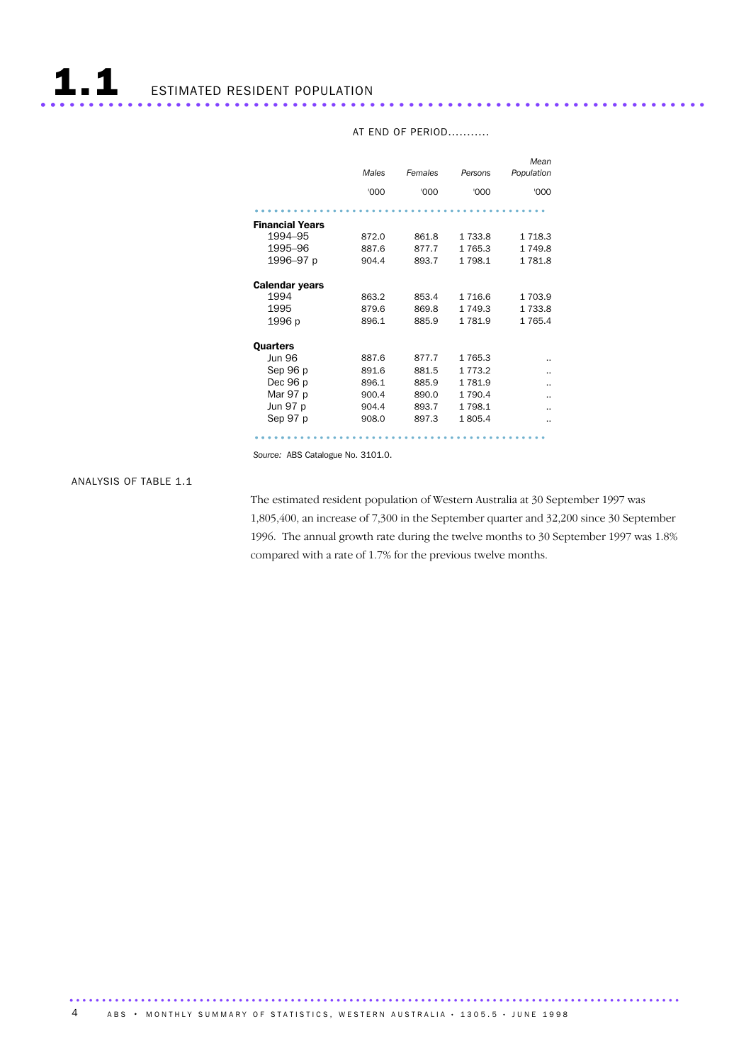# 1.1 ESTIMATED RESIDENT POPULATION

AT END OF PERIOD...........

| | Males | Females | Persons | Mean Population |
|---|---|---|---|---|
| | '000 | '000 | '000 | '000 |
| **Financial Years** | | | | |
| 1994–95 | 872.0 | 861.8 | 1 733.8 | 1 718.3 |
| 1995–96 | 887.6 | 877.7 | 1 765.3 | 1 749.8 |
| 1996–97 p | 904.4 | 893.7 | 1 798.1 | 1 781.8 |
| **Calendar years** | | | | |
| 1994 | 863.2 | 853.4 | 1 716.6 | 1 703.9 |
| 1995 | 879.6 | 869.8 | 1 749.3 | 1 733.8 |
| 1996 p | 896.1 | 885.9 | 1 781.9 | 1 765.4 |
| **Quarters** | | | | |
| Jun 96 | 887.6 | 877.7 | 1 765.3 | .. |
| Sep 96 p | 891.6 | 881.5 | 1 773.2 | .. |
| Dec 96 p | 896.1 | 885.9 | 1 781.9 | .. |
| Mar 97 p | 900.4 | 890.0 | 1 790.4 | .. |
| Jun 97 p | 904.4 | 893.7 | 1 798.1 | .. |
| Sep 97 p | 908.0 | 897.3 | 1 805.4 | .. |

*Source:* ABS Catalogue No. 3101.0.

## ANALYSIS OF TABLE 1.1

The estimated resident population of Western Australia at 30 September 1997 was 1,805,400, an increase of 7,300 in the September quarter and 32,200 since 30 September 1996. The annual growth rate during the twelve months to 30 September 1997 was 1.8% compared with a rate of 1.7% for the previous twelve months.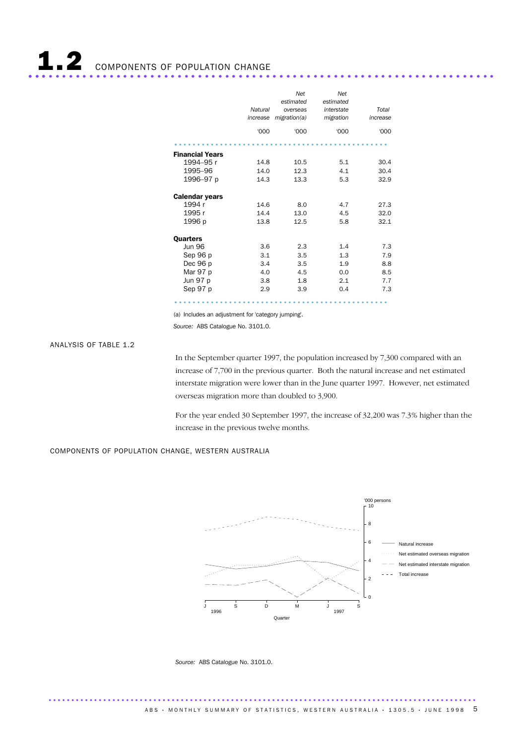# 1.2 COMPONENTS OF POPULATION CHANGE

| | Natural increase | Net estimated overseas migration(a) | Net estimated interstate migration | Total increase |
|---|---|---|---|---|
| | '000 | '000 | '000 | '000 |
| **Financial Years** | | | | |
| 1994–95 r | 14.8 | 10.5 | 5.1 | 30.4 |
| 1995–96 | 14.0 | 12.3 | 4.1 | 30.4 |
| 1996–97 p | 14.3 | 13.3 | 5.3 | 32.9 |
| **Calendar years** | | | | |
| 1994 r | 14.6 | 8.0 | 4.7 | 27.3 |
| 1995 r | 14.4 | 13.0 | 4.5 | 32.0 |
| 1996 p | 13.8 | 12.5 | 5.8 | 32.1 |
| **Quarters** | | | | |
| Jun 96 | 3.6 | 2.3 | 1.4 | 7.3 |
| Sep 96 p | 3.1 | 3.5 | 1.3 | 7.9 |
| Dec 96 p | 3.4 | 3.5 | 1.9 | 8.8 |
| Mar 97 p | 4.0 | 4.5 | 0.0 | 8.5 |
| Jun 97 p | 3.8 | 1.8 | 2.1 | 7.7 |
| Sep 97 p | 2.9 | 3.9 | 0.4 | 7.3 |

(a) Includes an adjustment for 'category jumping'.

*Source:* ABS Catalogue No. 3101.0.

ANALYSIS OF TABLE 1.2

In the September quarter 1997, the population increased by 7,300 compared with an increase of 7,700 in the previous quarter. Both the natural increase and net estimated interstate migration were lower than in the June quarter 1997. However, net estimated overseas migration more than doubled to 3,900.

For the year ended 30 September 1997, the increase of 32,200 was 7.3% higher than the increase in the previous twelve months.

COMPONENTS OF POPULATION CHANGE, WESTERN AUSTRALIA

'000 persons
10
8
6
4
2
0

Natural increase
Net estimated overseas migration
Net estimated interstate migration
Total increase

J S D M J S
1996 1997
Quarter

*Source:* ABS Catalogue No. 3101.0.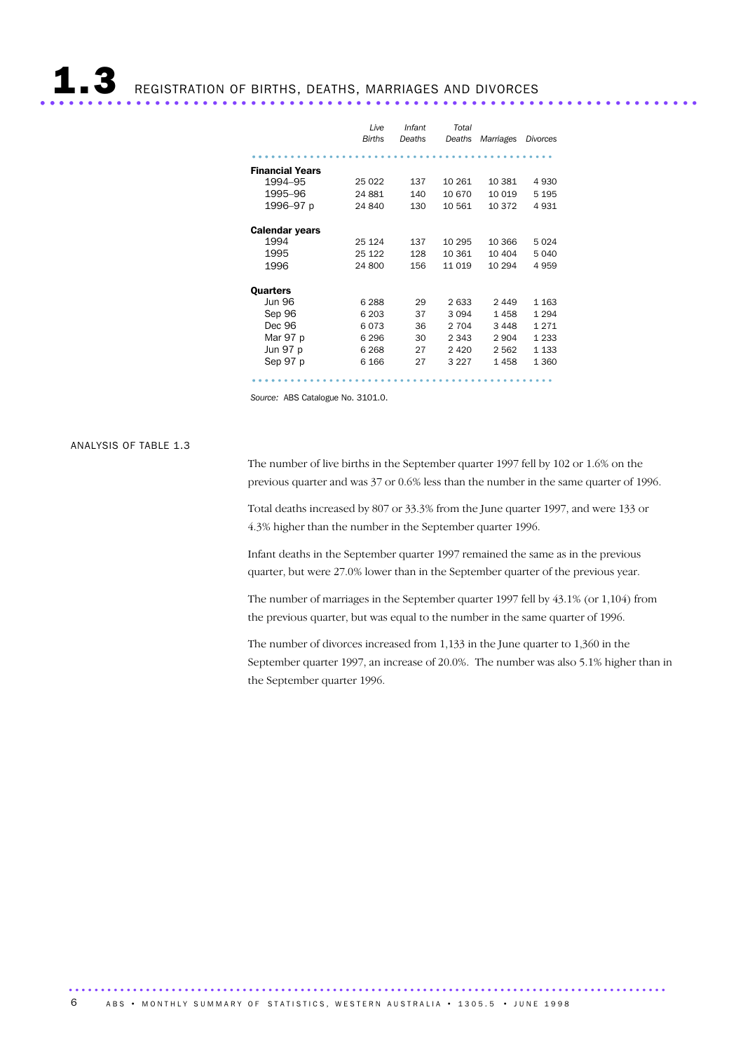# 1.3 REGISTRATION OF BIRTHS, DEATHS, MARRIAGES AND DIVORCES

| | *Live Births* | *Infant Deaths* | *Total Deaths* | *Marriages* | *Divorces* |
|---|---|---|---|---|---|
| **Financial Years** | | | | | |
| 1994–95 | 25 022 | 137 | 10 261 | 10 381 | 4 930 |
| 1995–96 | 24 881 | 140 | 10 670 | 10 019 | 5 195 |
| 1996–97 p | 24 840 | 130 | 10 561 | 10 372 | 4 931 |
| **Calendar years** | | | | | |
| 1994 | 25 124 | 137 | 10 295 | 10 366 | 5 024 |
| 1995 | 25 122 | 128 | 10 361 | 10 404 | 5 040 |
| 1996 | 24 800 | 156 | 11 019 | 10 294 | 4 959 |
| **Quarters** | | | | | |
| Jun 96 | 6 288 | 29 | 2 633 | 2 449 | 1 163 |
| Sep 96 | 6 203 | 37 | 3 094 | 1 458 | 1 294 |
| Dec 96 | 6 073 | 36 | 2 704 | 3 448 | 1 271 |
| Mar 97 p | 6 296 | 30 | 2 343 | 2 904 | 1 233 |
| Jun 97 p | 6 268 | 27 | 2 420 | 2 562 | 1 133 |
| Sep 97 p | 6 166 | 27 | 3 227 | 1 458 | 1 360 |

*Source:* ABS Catalogue No. 3101.0.

ANALYSIS OF TABLE 1.3

The number of live births in the September quarter 1997 fell by 102 or 1.6% on the previous quarter and was 37 or 0.6% less than the number in the same quarter of 1996.

Total deaths increased by 807 or 33.3% from the June quarter 1997, and were 133 or 4.3% higher than the number in the September quarter 1996.

Infant deaths in the September quarter 1997 remained the same as in the previous quarter, but were 27.0% lower than in the September quarter of the previous year.

The number of marriages in the September quarter 1997 fell by 43.1% (or 1,104) from the previous quarter, but was equal to the number in the same quarter of 1996.

The number of divorces increased from 1,133 in the June quarter to 1,360 in the September quarter 1997, an increase of 20.0%. The number was also 5.1% higher than in the September quarter 1996.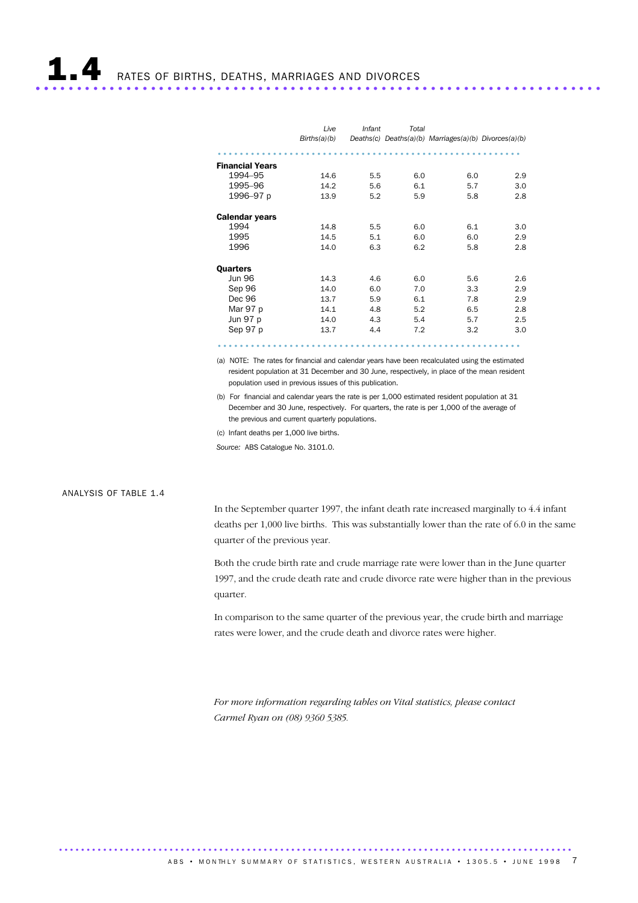# 1.4 RATES OF BIRTHS, DEATHS, MARRIAGES AND DIVORCES

| | Live Births(a)(b) | Infant Deaths(c) | Total Deaths(a)(b) | Marriages(a)(b) | Divorces(a)(b) |
|---|---|---|---|---|---|
| **Financial Years** | | | | | |
| 1994–95 | 14.6 | 5.5 | 6.0 | 6.0 | 2.9 |
| 1995–96 | 14.2 | 5.6 | 6.1 | 5.7 | 3.0 |
| 1996–97 p | 13.9 | 5.2 | 5.9 | 5.8 | 2.8 |
| **Calendar years** | | | | | |
| 1994 | 14.8 | 5.5 | 6.0 | 6.1 | 3.0 |
| 1995 | 14.5 | 5.1 | 6.0 | 6.0 | 2.9 |
| 1996 | 14.0 | 6.3 | 6.2 | 5.8 | 2.8 |
| **Quarters** | | | | | |
| Jun 96 | 14.3 | 4.6 | 6.0 | 5.6 | 2.6 |
| Sep 96 | 14.0 | 6.0 | 7.0 | 3.3 | 2.9 |
| Dec 96 | 13.7 | 5.9 | 6.1 | 7.8 | 2.9 |
| Mar 97 p | 14.1 | 4.8 | 5.2 | 6.5 | 2.8 |
| Jun 97 p | 14.0 | 4.3 | 5.4 | 5.7 | 2.5 |
| Sep 97 p | 13.7 | 4.4 | 7.2 | 3.2 | 3.0 |

(a) NOTE: The rates for financial and calendar years have been recalculated using the estimated resident population at 31 December and 30 June, respectively, in place of the mean resident population used in previous issues of this publication.

(b) For financial and calendar years the rate is per 1,000 estimated resident population at 31 December and 30 June, respectively. For quarters, the rate is per 1,000 of the average of the previous and current quarterly populations.

(c) Infant deaths per 1,000 live births.

*Source:* ABS Catalogue No. 3101.0.

## ANALYSIS OF TABLE 1.4

In the September quarter 1997, the infant death rate increased marginally to 4.4 infant deaths per 1,000 live births. This was substantially lower than the rate of 6.0 in the same quarter of the previous year.

Both the crude birth rate and crude marriage rate were lower than in the June quarter 1997, and the crude death rate and crude divorce rate were higher than in the previous quarter.

In comparison to the same quarter of the previous year, the crude birth and marriage rates were lower, and the crude death and divorce rates were higher.

*For more information regarding tables on Vital statistics, please contact Carmel Ryan on (08) 9360 5385.*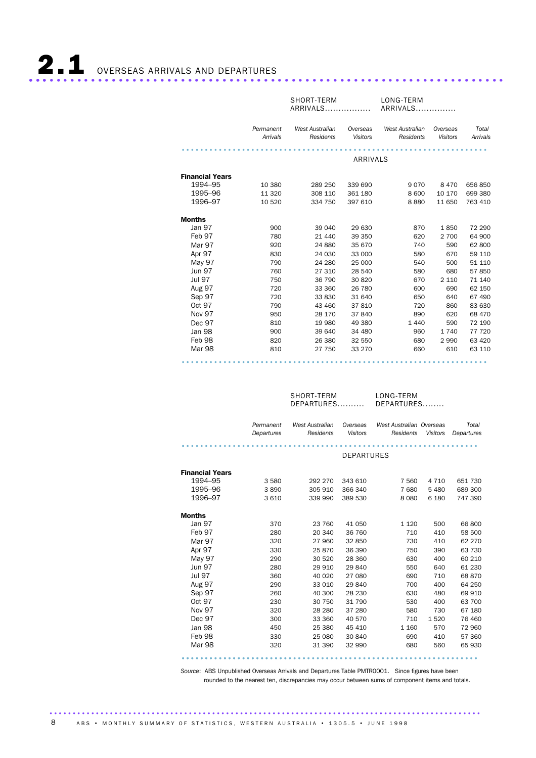# 2.1 OVERSEAS ARRIVALS AND DEPARTURES

| | Permanent Arrivals | SHORT-TERM ARRIVALS West Australian Residents | Overseas Visitors | LONG-TERM ARRIVALS West Australian Residents | Overseas Visitors | Total Arrivals |
|---|---|---|---|---|---|---|
| | | | ARRIVALS | | | |
| **Financial Years** | | | | | | |
| 1994–95 | 10 380 | 289 250 | 339 690 | 9 070 | 8 470 | 656 850 |
| 1995–96 | 11 320 | 308 110 | 361 180 | 8 600 | 10 170 | 699 380 |
| 1996–97 | 10 520 | 334 750 | 397 610 | 8 880 | 11 650 | 763 410 |
| **Months** | | | | | | |
| Jan 97 | 900 | 39 040 | 29 630 | 870 | 1 850 | 72 290 |
| Feb 97 | 780 | 21 440 | 39 350 | 620 | 2 700 | 64 900 |
| Mar 97 | 920 | 24 880 | 35 670 | 740 | 590 | 62 800 |
| Apr 97 | 830 | 24 030 | 33 000 | 580 | 670 | 59 110 |
| May 97 | 790 | 24 280 | 25 000 | 540 | 500 | 51 110 |
| Jun 97 | 760 | 27 310 | 28 540 | 580 | 680 | 57 850 |
| Jul 97 | 750 | 36 790 | 30 820 | 670 | 2 110 | 71 140 |
| Aug 97 | 720 | 33 360 | 26 780 | 600 | 690 | 62 150 |
| Sep 97 | 720 | 33 830 | 31 640 | 650 | 640 | 67 490 |
| Oct 97 | 790 | 43 460 | 37 810 | 720 | 860 | 83 630 |
| Nov 97 | 950 | 28 170 | 37 840 | 890 | 620 | 68 470 |
| Dec 97 | 810 | 19 980 | 49 380 | 1 440 | 590 | 72 190 |
| Jan 98 | 900 | 39 640 | 34 480 | 960 | 1 740 | 77 720 |
| Feb 98 | 820 | 26 380 | 32 550 | 680 | 2 990 | 63 420 |
| Mar 98 | 810 | 27 750 | 33 270 | 660 | 610 | 63 110 |

| | Permanent Departures | SHORT-TERM DEPARTURES West Australian Residents | Overseas Visitors | LONG-TERM DEPARTURES West Australian Residents | Overseas Visitors | Total Departures |
|---|---|---|---|---|---|---|
| | | | DEPARTURES | | | |
| **Financial Years** | | | | | | |
| 1994–95 | 3 580 | 292 270 | 343 610 | 7 560 | 4 710 | 651 730 |
| 1995–96 | 3 890 | 305 910 | 366 340 | 7 680 | 5 480 | 689 300 |
| 1996–97 | 3 610 | 339 990 | 389 530 | 8 080 | 6 180 | 747 390 |
| **Months** | | | | | | |
| Jan 97 | 370 | 23 760 | 41 050 | 1 120 | 500 | 66 800 |
| Feb 97 | 280 | 20 340 | 36 760 | 710 | 410 | 58 500 |
| Mar 97 | 320 | 27 960 | 32 850 | 730 | 410 | 62 270 |
| Apr 97 | 330 | 25 870 | 36 390 | 750 | 390 | 63 730 |
| May 97 | 290 | 30 520 | 28 360 | 630 | 400 | 60 210 |
| Jun 97 | 280 | 29 910 | 29 840 | 550 | 640 | 61 230 |
| Jul 97 | 360 | 40 020 | 27 080 | 690 | 710 | 68 870 |
| Aug 97 | 290 | 33 010 | 29 840 | 700 | 400 | 64 250 |
| Sep 97 | 260 | 40 300 | 28 230 | 630 | 480 | 69 910 |
| Oct 97 | 230 | 30 750 | 31 790 | 530 | 400 | 63 700 |
| Nov 97 | 320 | 28 280 | 37 280 | 580 | 730 | 67 180 |
| Dec 97 | 300 | 33 360 | 40 570 | 710 | 1 520 | 76 460 |
| Jan 98 | 450 | 25 380 | 45 410 | 1 160 | 570 | 72 960 |
| Feb 98 | 330 | 25 080 | 30 840 | 690 | 410 | 57 360 |
| Mar 98 | 320 | 31 390 | 32 990 | 680 | 560 | 65 930 |

*Source*: ABS Unpublished Overseas Arrivals and Departures Table PMTR0001. Since figures have been rounded to the nearest ten, discrepancies may occur between sums of component items and totals.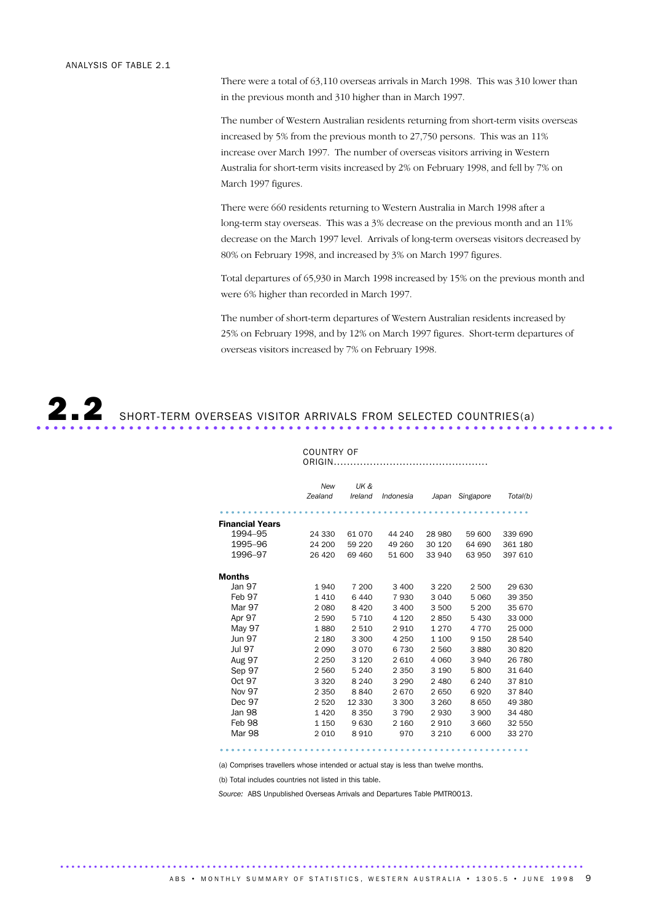ANALYSIS OF TABLE 2.1

There were a total of 63,110 overseas arrivals in March 1998. This was 310 lower than in the previous month and 310 higher than in March 1997.

The number of Western Australian residents returning from short-term visits overseas increased by 5% from the previous month to 27,750 persons. This was an 11% increase over March 1997. The number of overseas visitors arriving in Western Australia for short-term visits increased by 2% on February 1998, and fell by 7% on March 1997 figures.

There were 660 residents returning to Western Australia in March 1998 after a long-term stay overseas. This was a 3% decrease on the previous month and an 11% decrease on the March 1997 level. Arrivals of long-term overseas visitors decreased by 80% on February 1998, and increased by 3% on March 1997 figures.

Total departures of 65,930 in March 1998 increased by 15% on the previous month and were 6% higher than recorded in March 1997.

The number of short-term departures of Western Australian residents increased by 25% on February 1998, and by 12% on March 1997 figures. Short-term departures of overseas visitors increased by 7% on February 1998.

## 2.2 SHORT-TERM OVERSEAS VISITOR ARRIVALS FROM SELECTED COUNTRIES(a)

| | COUNTRY OF ORIGIN | | | | | |
|---|---|---|---|---|---|---|
| | *New Zealand* | *UK & Ireland* | *Indonesia* | *Japan* | *Singapore* | *Total(b)* |
| **Financial Years** | | | | | | |
| 1994–95 | 24 330 | 61 070 | 44 240 | 28 980 | 59 600 | 339 690 |
| 1995–96 | 24 200 | 59 220 | 49 260 | 30 120 | 64 690 | 361 180 |
| 1996–97 | 26 420 | 69 460 | 51 600 | 33 940 | 63 950 | 397 610 |
| **Months** | | | | | | |
| Jan 97 | 1 940 | 7 200 | 3 400 | 3 220 | 2 500 | 29 630 |
| Feb 97 | 1 410 | 6 440 | 7 930 | 3 040 | 5 060 | 39 350 |
| Mar 97 | 2 080 | 8 420 | 3 400 | 3 500 | 5 200 | 35 670 |
| Apr 97 | 2 590 | 5 710 | 4 120 | 2 850 | 5 430 | 33 000 |
| May 97 | 1 880 | 2 510 | 2 910 | 1 270 | 4 770 | 25 000 |
| Jun 97 | 2 180 | 3 300 | 4 250 | 1 100 | 9 150 | 28 540 |
| Jul 97 | 2 090 | 3 070 | 6 730 | 2 560 | 3 880 | 30 820 |
| Aug 97 | 2 250 | 3 120 | 2 610 | 4 060 | 3 940 | 26 780 |
| Sep 97 | 2 560 | 5 240 | 2 350 | 3 190 | 5 800 | 31 640 |
| Oct 97 | 3 320 | 8 240 | 3 290 | 2 480 | 6 240 | 37 810 |
| Nov 97 | 2 350 | 8 840 | 2 670 | 2 650 | 6 920 | 37 840 |
| Dec 97 | 2 520 | 12 330 | 3 300 | 3 260 | 8 650 | 49 380 |
| Jan 98 | 1 420 | 8 350 | 3 790 | 2 930 | 3 900 | 34 480 |
| Feb 98 | 1 150 | 9 630 | 2 160 | 2 910 | 3 660 | 32 550 |
| Mar 98 | 2 010 | 8 910 | 970 | 3 210 | 6 000 | 33 270 |

(a) Comprises travellers whose intended or actual stay is less than twelve months.

(b) Total includes countries not listed in this table.

*Source:* ABS Unpublished Overseas Arrivals and Departures Table PMTR0013.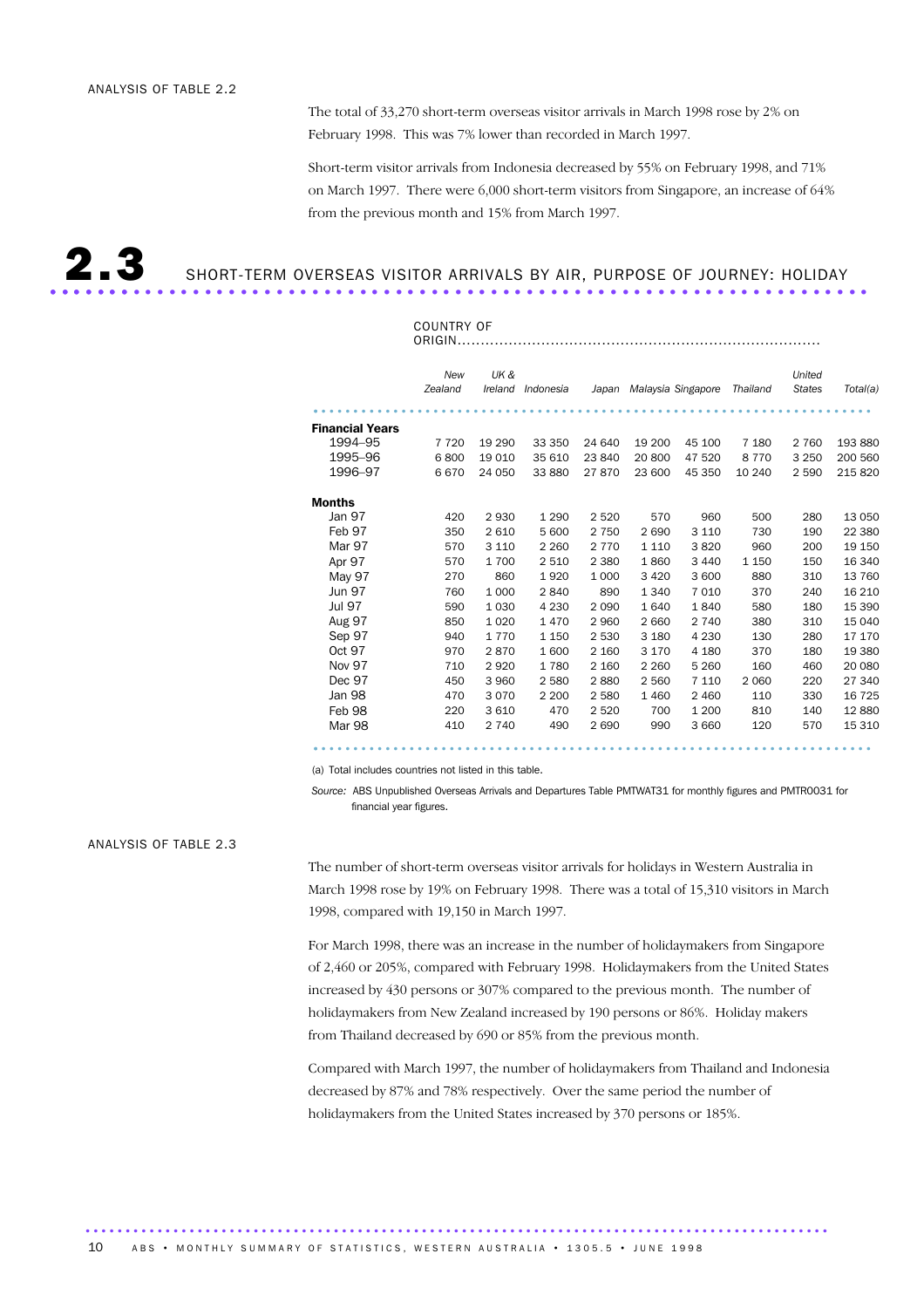ANALYSIS OF TABLE 2.2

The total of 33,270 short-term overseas visitor arrivals in March 1998 rose by 2% on February 1998. This was 7% lower than recorded in March 1997.

Short-term visitor arrivals from Indonesia decreased by 55% on February 1998, and 71% on March 1997. There were 6,000 short-term visitors from Singapore, an increase of 64% from the previous month and 15% from March 1997.

# 2.3 SHORT-TERM OVERSEAS VISITOR ARRIVALS BY AIR, PURPOSE OF JOURNEY: HOLIDAY

| | COUNTRY OF ORIGIN | | | | | | | | |
|---|---|---|---|---|---|---|---|---|---|
| | *New Zealand* | *UK & Ireland* | *Indonesia* | *Japan* | *Malaysia* | *Singapore* | *Thailand* | *United States* | *Total(a)* |
| **Financial Years** | | | | | | | | | |
| 1994–95 | 7 720 | 19 290 | 33 350 | 24 640 | 19 200 | 45 100 | 7 180 | 2 760 | 193 880 |
| 1995–96 | 6 800 | 19 010 | 35 610 | 23 840 | 20 800 | 47 520 | 8 770 | 3 250 | 200 560 |
| 1996–97 | 6 670 | 24 050 | 33 880 | 27 870 | 23 600 | 45 350 | 10 240 | 2 590 | 215 820 |
| **Months** | | | | | | | | | |
| Jan 97 | 420 | 2 930 | 1 290 | 2 520 | 570 | 960 | 500 | 280 | 13 050 |
| Feb 97 | 350 | 2 610 | 5 600 | 2 750 | 2 690 | 3 110 | 730 | 190 | 22 380 |
| Mar 97 | 570 | 3 110 | 2 260 | 2 770 | 1 110 | 3 820 | 960 | 200 | 19 150 |
| Apr 97 | 570 | 1 700 | 2 510 | 2 380 | 1 860 | 3 440 | 1 150 | 150 | 16 340 |
| May 97 | 270 | 860 | 1 920 | 1 000 | 3 420 | 3 600 | 880 | 310 | 13 760 |
| Jun 97 | 760 | 1 000 | 2 840 | 890 | 1 340 | 7 010 | 370 | 240 | 16 210 |
| Jul 97 | 590 | 1 030 | 4 230 | 2 090 | 1 640 | 1 840 | 580 | 180 | 15 390 |
| Aug 97 | 850 | 1 020 | 1 470 | 2 960 | 2 660 | 2 740 | 380 | 310 | 15 040 |
| Sep 97 | 940 | 1 770 | 1 150 | 2 530 | 3 180 | 4 230 | 130 | 280 | 17 170 |
| Oct 97 | 970 | 2 870 | 1 600 | 2 160 | 3 170 | 4 180 | 370 | 180 | 19 380 |
| Nov 97 | 710 | 2 920 | 1 780 | 2 160 | 2 260 | 5 260 | 160 | 460 | 20 080 |
| Dec 97 | 450 | 3 960 | 2 580 | 2 880 | 2 560 | 7 110 | 2 060 | 220 | 27 340 |
| Jan 98 | 470 | 3 070 | 2 200 | 2 580 | 1 460 | 2 460 | 110 | 330 | 16 725 |
| Feb 98 | 220 | 3 610 | 470 | 2 520 | 700 | 1 200 | 810 | 140 | 12 880 |
| Mar 98 | 410 | 2 740 | 490 | 2 690 | 990 | 3 660 | 120 | 570 | 15 310 |

(a) Total includes countries not listed in this table.

*Source:* ABS Unpublished Overseas Arrivals and Departures Table PMTWAT31 for monthly figures and PMTR0031 for financial year figures.

ANALYSIS OF TABLE 2.3

The number of short-term overseas visitor arrivals for holidays in Western Australia in March 1998 rose by 19% on February 1998. There was a total of 15,310 visitors in March 1998, compared with 19,150 in March 1997.

For March 1998, there was an increase in the number of holidaymakers from Singapore of 2,460 or 205%, compared with February 1998. Holidaymakers from the United States increased by 430 persons or 307% compared to the previous month. The number of holidaymakers from New Zealand increased by 190 persons or 86%. Holiday makers from Thailand decreased by 690 or 85% from the previous month.

Compared with March 1997, the number of holidaymakers from Thailand and Indonesia decreased by 87% and 78% respectively. Over the same period the number of holidaymakers from the United States increased by 370 persons or 185%.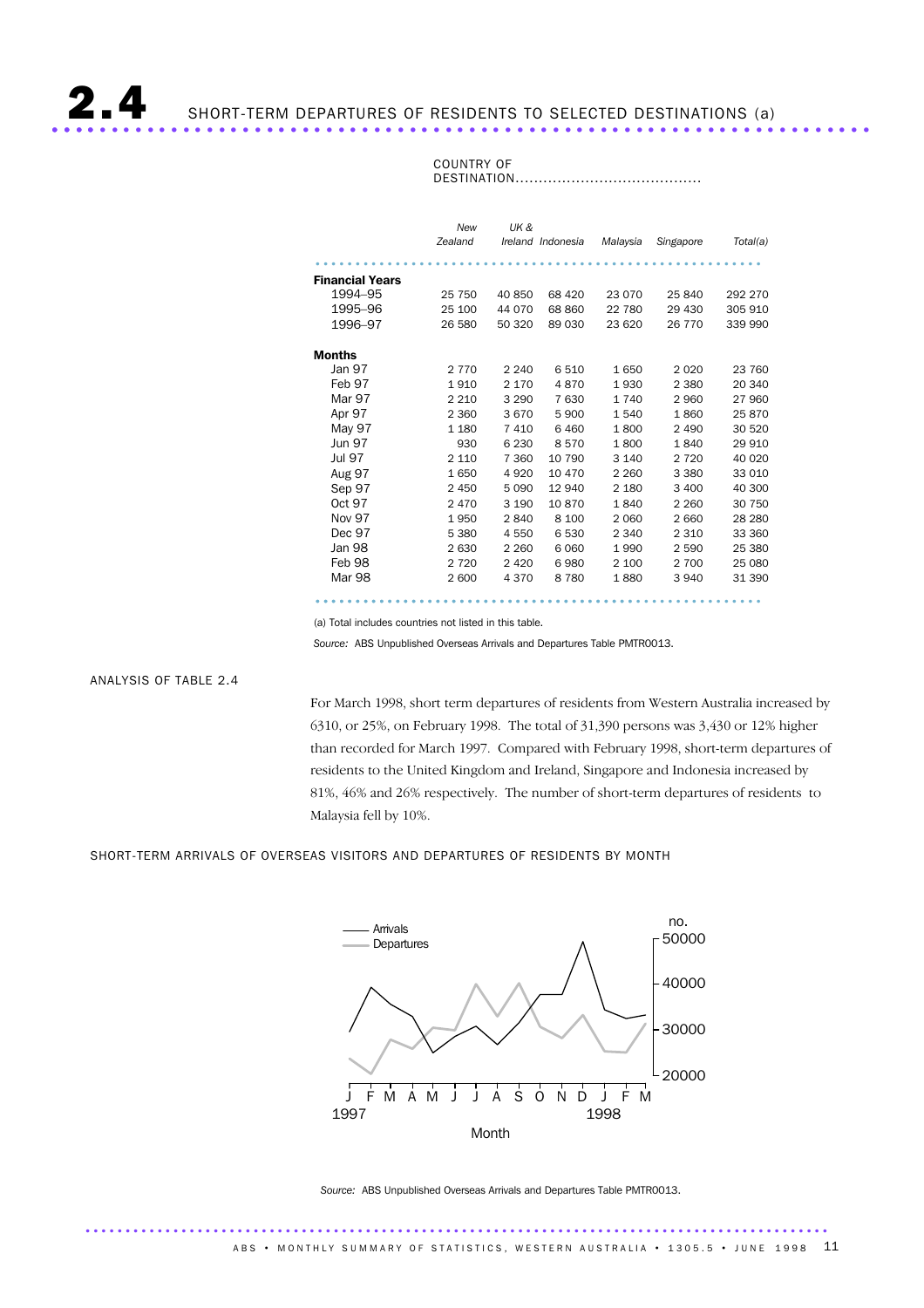# 2.4 SHORT-TERM DEPARTURES OF RESIDENTS TO SELECTED DESTINATIONS (a)

| | COUNTRY OF DESTINATION | | | | | |
|---|---|---|---|---|---|---|
| | *New Zealand* | *UK & Ireland* | *Indonesia* | *Malaysia* | *Singapore* | *Total(a)* |
| **Financial Years** | | | | | | |
| 1994–95 | 25 750 | 40 850 | 68 420 | 23 070 | 25 840 | 292 270 |
| 1995–96 | 25 100 | 44 070 | 68 860 | 22 780 | 29 430 | 305 910 |
| 1996–97 | 26 580 | 50 320 | 89 030 | 23 620 | 26 770 | 339 990 |
| **Months** | | | | | | |
| Jan 97 | 2 770 | 2 240 | 6 510 | 1 650 | 2 020 | 23 760 |
| Feb 97 | 1 910 | 2 170 | 4 870 | 1 930 | 2 380 | 20 340 |
| Mar 97 | 2 210 | 3 290 | 7 630 | 1 740 | 2 960 | 27 960 |
| Apr 97 | 2 360 | 3 670 | 5 900 | 1 540 | 1 860 | 25 870 |
| May 97 | 1 180 | 7 410 | 6 460 | 1 800 | 2 490 | 30 520 |
| Jun 97 | 930 | 6 230 | 8 570 | 1 800 | 1 840 | 29 910 |
| Jul 97 | 2 110 | 7 360 | 10 790 | 3 140 | 2 720 | 40 020 |
| Aug 97 | 1 650 | 4 920 | 10 470 | 2 260 | 3 380 | 33 010 |
| Sep 97 | 2 450 | 5 090 | 12 940 | 2 180 | 3 400 | 40 300 |
| Oct 97 | 2 470 | 3 190 | 10 870 | 1 840 | 2 260 | 30 750 |
| Nov 97 | 1 950 | 2 840 | 8 100 | 2 060 | 2 660 | 28 280 |
| Dec 97 | 5 380 | 4 550 | 6 530 | 2 340 | 2 310 | 33 360 |
| Jan 98 | 2 630 | 2 260 | 6 060 | 1 990 | 2 590 | 25 380 |
| Feb 98 | 2 720 | 2 420 | 6 980 | 2 100 | 2 700 | 25 080 |
| Mar 98 | 2 600 | 4 370 | 8 780 | 1 880 | 3 940 | 31 390 |

(a) Total includes countries not listed in this table.

*Source:* ABS Unpublished Overseas Arrivals and Departures Table PMTR0013.

ANALYSIS OF TABLE 2.4

For March 1998, short term departures of residents from Western Australia increased by 6310, or 25%, on February 1998. The total of 31,390 persons was 3,430 or 12% higher than recorded for March 1997. Compared with February 1998, short-term departures of residents to the United Kingdom and Ireland, Singapore and Indonesia increased by 81%, 46% and 26% respectively. The number of short-term departures of residents to Malaysia fell by 10%.

SHORT-TERM ARRIVALS OF OVERSEAS VISITORS AND DEPARTURES OF RESIDENTS BY MONTH

Arrivals
Departures
no.
50000
40000
30000
20000
J F M A M J J A S O N D J F M
1997
1998
Month

*Source:* ABS Unpublished Overseas Arrivals and Departures Table PMTR0013.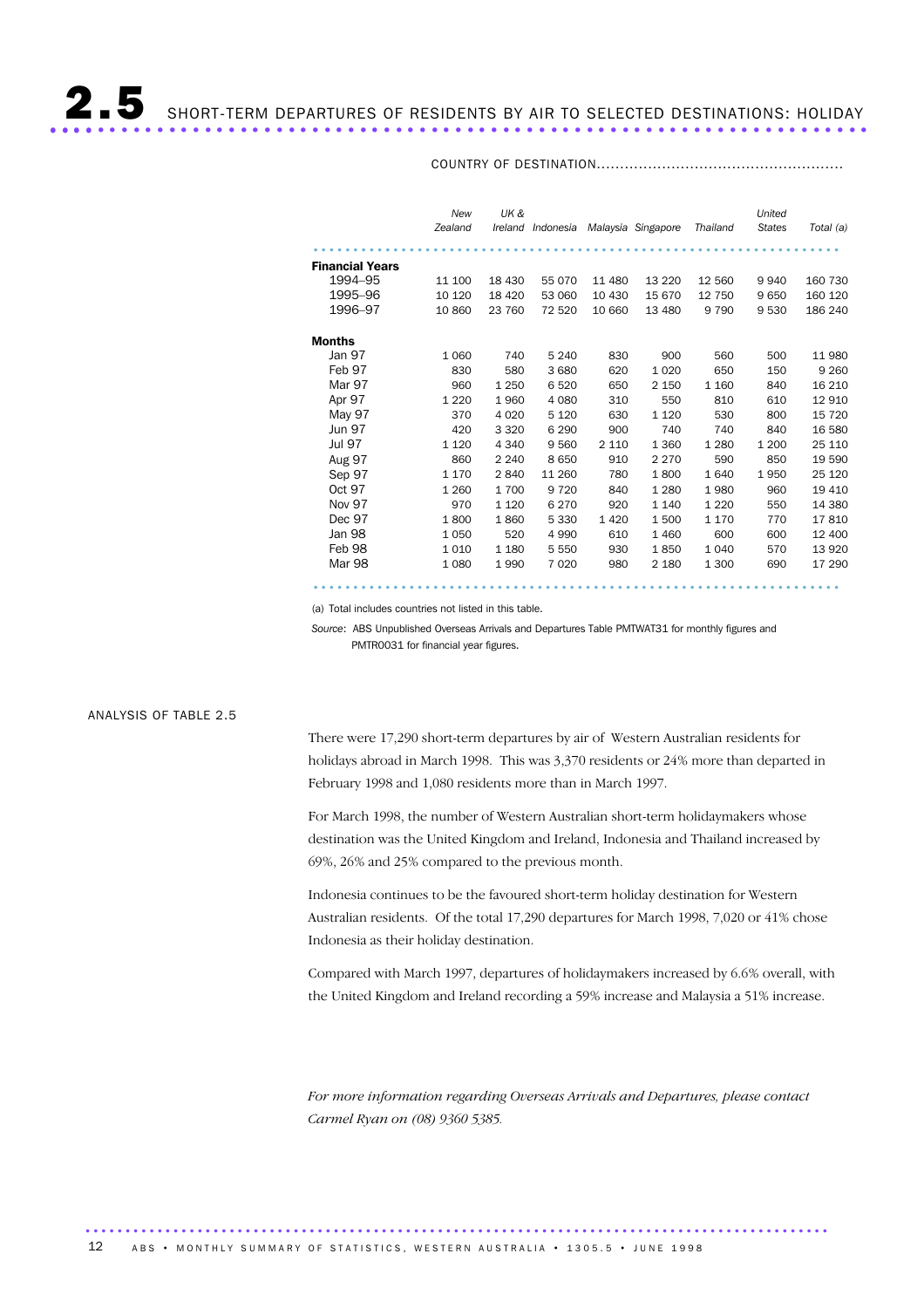# 2.5 SHORT-TERM DEPARTURES OF RESIDENTS BY AIR TO SELECTED DESTINATIONS: HOLIDAY

| | COUNTRY OF DESTINATION | | | | | | | |
|---|---|---|---|---|---|---|---|---|
| | *New Zealand* | *UK & Ireland* | *Indonesia* | *Malaysia* | *Singapore* | *Thailand* | *United States* | *Total (a)* |
| **Financial Years** | | | | | | | | |
| 1994–95 | 11 100 | 18 430 | 55 070 | 11 480 | 13 220 | 12 560 | 9 940 | 160 730 |
| 1995–96 | 10 120 | 18 420 | 53 060 | 10 430 | 15 670 | 12 750 | 9 650 | 160 120 |
| 1996–97 | 10 860 | 23 760 | 72 520 | 10 660 | 13 480 | 9 790 | 9 530 | 186 240 |
| **Months** | | | | | | | | |
| Jan 97 | 1 060 | 740 | 5 240 | 830 | 900 | 560 | 500 | 11 980 |
| Feb 97 | 830 | 580 | 3 680 | 620 | 1 020 | 650 | 150 | 9 260 |
| Mar 97 | 960 | 1 250 | 6 520 | 650 | 2 150 | 1 160 | 840 | 16 210 |
| Apr 97 | 1 220 | 1 960 | 4 080 | 310 | 550 | 810 | 610 | 12 910 |
| May 97 | 370 | 4 020 | 5 120 | 630 | 1 120 | 530 | 800 | 15 720 |
| Jun 97 | 420 | 3 320 | 6 290 | 900 | 740 | 740 | 840 | 16 580 |
| Jul 97 | 1 120 | 4 340 | 9 560 | 2 110 | 1 360 | 1 280 | 1 200 | 25 110 |
| Aug 97 | 860 | 2 240 | 8 650 | 910 | 2 270 | 590 | 850 | 19 590 |
| Sep 97 | 1 170 | 2 840 | 11 260 | 780 | 1 800 | 1 640 | 1 950 | 25 120 |
| Oct 97 | 1 260 | 1 700 | 9 720 | 840 | 1 280 | 1 980 | 960 | 19 410 |
| Nov 97 | 970 | 1 120 | 6 270 | 920 | 1 140 | 1 220 | 550 | 14 380 |
| Dec 97 | 1 800 | 1 860 | 5 330 | 1 420 | 1 500 | 1 170 | 770 | 17 810 |
| Jan 98 | 1 050 | 520 | 4 990 | 610 | 1 460 | 600 | 600 | 12 400 |
| Feb 98 | 1 010 | 1 180 | 5 550 | 930 | 1 850 | 1 040 | 570 | 13 920 |
| Mar 98 | 1 080 | 1 990 | 7 020 | 980 | 2 180 | 1 300 | 690 | 17 290 |

(a) Total includes countries not listed in this table.

*Source*: ABS Unpublished Overseas Arrivals and Departures Table PMTWAT31 for monthly figures and PMTR0031 for financial year figures.

ANALYSIS OF TABLE 2.5

There were 17,290 short-term departures by air of Western Australian residents for holidays abroad in March 1998. This was 3,370 residents or 24% more than departed in February 1998 and 1,080 residents more than in March 1997.

For March 1998, the number of Western Australian short-term holidaymakers whose destination was the United Kingdom and Ireland, Indonesia and Thailand increased by 69%, 26% and 25% compared to the previous month.

Indonesia continues to be the favoured short-term holiday destination for Western Australian residents. Of the total 17,290 departures for March 1998, 7,020 or 41% chose Indonesia as their holiday destination.

Compared with March 1997, departures of holidaymakers increased by 6.6% overall, with the United Kingdom and Ireland recording a 59% increase and Malaysia a 51% increase.

*For more information regarding Overseas Arrivals and Departures, please contact Carmel Ryan on (08) 9360 5385.*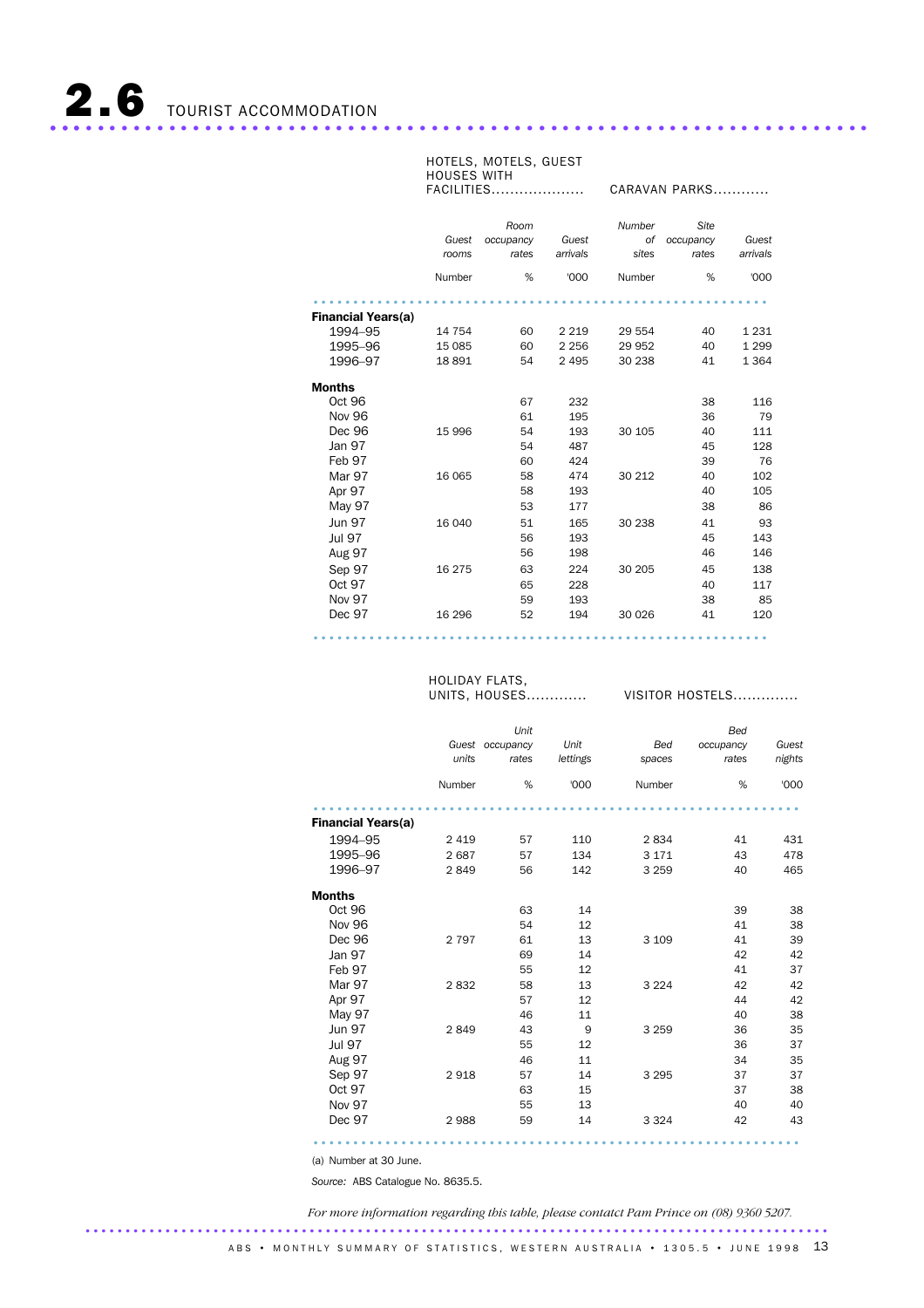# 2.6 TOURIST ACCOMMODATION

| | HOTELS, MOTELS, GUEST HOUSES WITH FACILITIES | | | CARAVAN PARKS | | |
|---|---|---|---|---|---|---|
| | Guest rooms | Room occupancy rates | Guest arrivals | Number of sites | Site occupancy rates | Guest arrivals |
| | Number | % | '000 | Number | % | '000 |
| **Financial Years(a)** | | | | | | |
| 1994–95 | 14 754 | 60 | 2 219 | 29 554 | 40 | 1 231 |
| 1995–96 | 15 085 | 60 | 2 256 | 29 952 | 40 | 1 299 |
| 1996–97 | 18 891 | 54 | 2 495 | 30 238 | 41 | 1 364 |
| **Months** | | | | | | |
| Oct 96 | | 67 | 232 | | 38 | 116 |
| Nov 96 | | 61 | 195 | | 36 | 79 |
| Dec 96 | 15 996 | 54 | 193 | 30 105 | 40 | 111 |
| Jan 97 | | 54 | 487 | | 45 | 128 |
| Feb 97 | | 60 | 424 | | 39 | 76 |
| Mar 97 | 16 065 | 58 | 474 | 30 212 | 40 | 102 |
| Apr 97 | | 58 | 193 | | 40 | 105 |
| May 97 | | 53 | 177 | | 38 | 86 |
| Jun 97 | 16 040 | 51 | 165 | 30 238 | 41 | 93 |
| Jul 97 | | 56 | 193 | | 45 | 143 |
| Aug 97 | | 56 | 198 | | 46 | 146 |
| Sep 97 | 16 275 | 63 | 224 | 30 205 | 45 | 138 |
| Oct 97 | | 65 | 228 | | 40 | 117 |
| Nov 97 | | 59 | 193 | | 38 | 85 |
| Dec 97 | 16 296 | 52 | 194 | 30 026 | 41 | 120 |

| | HOLIDAY FLATS, UNITS, HOUSES | | | VISITOR HOSTELS | | |
|---|---|---|---|---|---|---|
| | Guest units | Unit occupancy rates | Unit lettings | Bed spaces | Bed occupancy rates | Guest nights |
| | Number | % | '000 | Number | % | '000 |
| **Financial Years(a)** | | | | | | |
| 1994–95 | 2 419 | 57 | 110 | 2 834 | 41 | 431 |
| 1995–96 | 2 687 | 57 | 134 | 3 171 | 43 | 478 |
| 1996–97 | 2 849 | 56 | 142 | 3 259 | 40 | 465 |
| **Months** | | | | | | |
| Oct 96 | | 63 | 14 | | 39 | 38 |
| Nov 96 | | 54 | 12 | | 41 | 38 |
| Dec 96 | 2 797 | 61 | 13 | 3 109 | 41 | 39 |
| Jan 97 | | 69 | 14 | | 42 | 42 |
| Feb 97 | | 55 | 12 | | 41 | 37 |
| Mar 97 | 2 832 | 58 | 13 | 3 224 | 42 | 42 |
| Apr 97 | | 57 | 12 | | 44 | 42 |
| May 97 | | 46 | 11 | | 40 | 38 |
| Jun 97 | 2 849 | 43 | 9 | 3 259 | 36 | 35 |
| Jul 97 | | 55 | 12 | | 36 | 37 |
| Aug 97 | | 46 | 11 | | 34 | 35 |
| Sep 97 | 2 918 | 57 | 14 | 3 295 | 37 | 37 |
| Oct 97 | | 63 | 15 | | 37 | 38 |
| Nov 97 | | 55 | 13 | | 40 | 40 |
| Dec 97 | 2 988 | 59 | 14 | 3 324 | 42 | 43 |

(a) Number at 30 June.

*Source:* ABS Catalogue No. 8635.5.

*For more information regarding this table, please contatct Pam Prince on (08) 9360 5207.*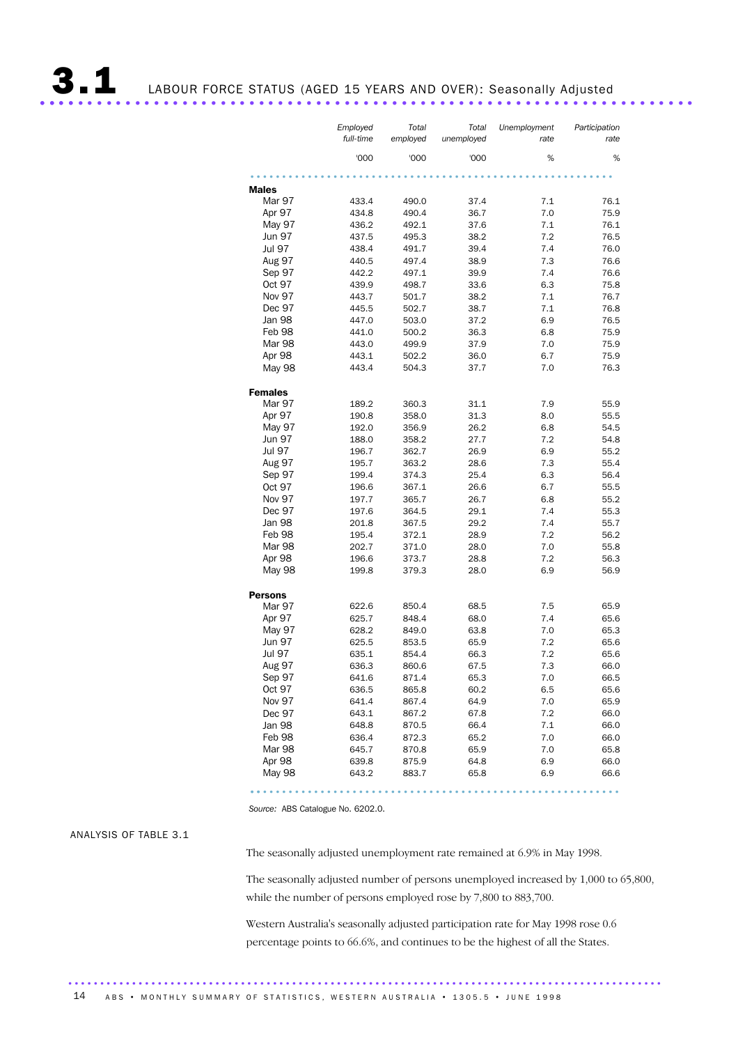# 3.1 LABOUR FORCE STATUS (AGED 15 YEARS AND OVER): Seasonally Adjusted

| | *Employed full-time* | *Total employed* | *Total unemployed* | *Unemployment rate* | *Participation rate* |
|---|---|---|---|---|---|
| | '000 | '000 | '000 | % | % |
| **Males** | | | | | |
| Mar 97 | 433.4 | 490.0 | 37.4 | 7.1 | 76.1 |
| Apr 97 | 434.8 | 490.4 | 36.7 | 7.0 | 75.9 |
| May 97 | 436.2 | 492.1 | 37.6 | 7.1 | 76.1 |
| Jun 97 | 437.5 | 495.3 | 38.2 | 7.2 | 76.5 |
| Jul 97 | 438.4 | 491.7 | 39.4 | 7.4 | 76.0 |
| Aug 97 | 440.5 | 497.4 | 38.9 | 7.3 | 76.6 |
| Sep 97 | 442.2 | 497.1 | 39.9 | 7.4 | 76.6 |
| Oct 97 | 439.9 | 498.7 | 33.6 | 6.3 | 75.8 |
| Nov 97 | 443.7 | 501.7 | 38.2 | 7.1 | 76.7 |
| Dec 97 | 445.5 | 502.7 | 38.7 | 7.1 | 76.8 |
| Jan 98 | 447.0 | 503.0 | 37.2 | 6.9 | 76.5 |
| Feb 98 | 441.0 | 500.2 | 36.3 | 6.8 | 75.9 |
| Mar 98 | 443.0 | 499.9 | 37.9 | 7.0 | 75.9 |
| Apr 98 | 443.1 | 502.2 | 36.0 | 6.7 | 75.9 |
| May 98 | 443.4 | 504.3 | 37.7 | 7.0 | 76.3 |
| **Females** | | | | | |
| Mar 97 | 189.2 | 360.3 | 31.1 | 7.9 | 55.9 |
| Apr 97 | 190.8 | 358.0 | 31.3 | 8.0 | 55.5 |
| May 97 | 192.0 | 356.9 | 26.2 | 6.8 | 54.5 |
| Jun 97 | 188.0 | 358.2 | 27.7 | 7.2 | 54.8 |
| Jul 97 | 196.7 | 362.7 | 26.9 | 6.9 | 55.2 |
| Aug 97 | 195.7 | 363.2 | 28.6 | 7.3 | 55.4 |
| Sep 97 | 199.4 | 374.3 | 25.4 | 6.3 | 56.4 |
| Oct 97 | 196.6 | 367.1 | 26.6 | 6.7 | 55.5 |
| Nov 97 | 197.7 | 365.7 | 26.7 | 6.8 | 55.2 |
| Dec 97 | 197.6 | 364.5 | 29.1 | 7.4 | 55.3 |
| Jan 98 | 201.8 | 367.5 | 29.2 | 7.4 | 55.7 |
| Feb 98 | 195.4 | 372.1 | 28.9 | 7.2 | 56.2 |
| Mar 98 | 202.7 | 371.0 | 28.0 | 7.0 | 55.8 |
| Apr 98 | 196.6 | 373.7 | 28.8 | 7.2 | 56.3 |
| May 98 | 199.8 | 379.3 | 28.0 | 6.9 | 56.9 |
| **Persons** | | | | | |
| Mar 97 | 622.6 | 850.4 | 68.5 | 7.5 | 65.9 |
| Apr 97 | 625.7 | 848.4 | 68.0 | 7.4 | 65.6 |
| May 97 | 628.2 | 849.0 | 63.8 | 7.0 | 65.3 |
| Jun 97 | 625.5 | 853.5 | 65.9 | 7.2 | 65.6 |
| Jul 97 | 635.1 | 854.4 | 66.3 | 7.2 | 65.6 |
| Aug 97 | 636.3 | 860.6 | 67.5 | 7.3 | 66.0 |
| Sep 97 | 641.6 | 871.4 | 65.3 | 7.0 | 66.5 |
| Oct 97 | 636.5 | 865.8 | 60.2 | 6.5 | 65.6 |
| Nov 97 | 641.4 | 867.4 | 64.9 | 7.0 | 65.9 |
| Dec 97 | 643.1 | 867.2 | 67.8 | 7.2 | 66.0 |
| Jan 98 | 648.8 | 870.5 | 66.4 | 7.1 | 66.0 |
| Feb 98 | 636.4 | 872.3 | 65.2 | 7.0 | 66.0 |
| Mar 98 | 645.7 | 870.8 | 65.9 | 7.0 | 65.8 |
| Apr 98 | 639.8 | 875.9 | 64.8 | 6.9 | 66.0 |
| May 98 | 643.2 | 883.7 | 65.8 | 6.9 | 66.6 |

*Source:* ABS Catalogue No. 6202.0.

ANALYSIS OF TABLE 3.1

The seasonally adjusted unemployment rate remained at 6.9% in May 1998.

The seasonally adjusted number of persons unemployed increased by 1,000 to 65,800, while the number of persons employed rose by 7,800 to 883,700.

Western Australia's seasonally adjusted participation rate for May 1998 rose 0.6 percentage points to 66.6%, and continues to be the highest of all the States.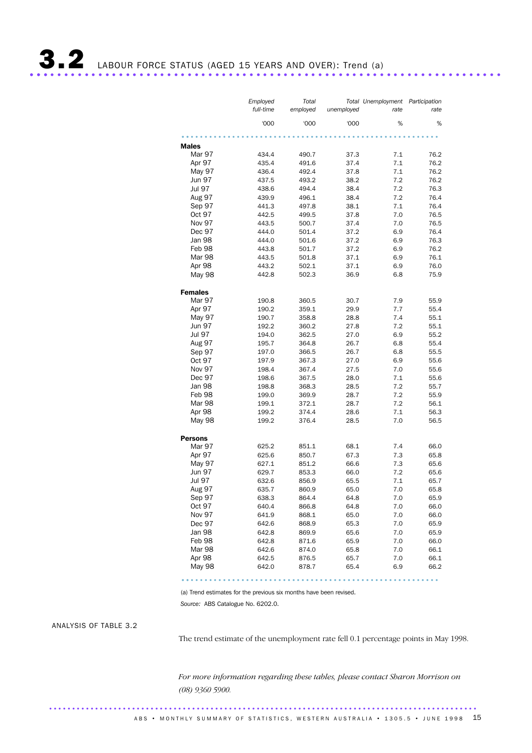# 3.2 LABOUR FORCE STATUS (AGED 15 YEARS AND OVER): Trend (a)

| | Employed full-time | Total employed | Total unemployed | Unemployment rate | Participation rate |
|---|---|---|---|---|---|
| | '000 | '000 | '000 | % | % |
| **Males** | | | | | |
| Mar 97 | 434.4 | 490.7 | 37.3 | 7.1 | 76.2 |
| Apr 97 | 435.4 | 491.6 | 37.4 | 7.1 | 76.2 |
| May 97 | 436.4 | 492.4 | 37.8 | 7.1 | 76.2 |
| Jun 97 | 437.5 | 493.2 | 38.2 | 7.2 | 76.2 |
| Jul 97 | 438.6 | 494.4 | 38.4 | 7.2 | 76.3 |
| Aug 97 | 439.9 | 496.1 | 38.4 | 7.2 | 76.4 |
| Sep 97 | 441.3 | 497.8 | 38.1 | 7.1 | 76.4 |
| Oct 97 | 442.5 | 499.5 | 37.8 | 7.0 | 76.5 |
| Nov 97 | 443.5 | 500.7 | 37.4 | 7.0 | 76.5 |
| Dec 97 | 444.0 | 501.4 | 37.2 | 6.9 | 76.4 |
| Jan 98 | 444.0 | 501.6 | 37.2 | 6.9 | 76.3 |
| Feb 98 | 443.8 | 501.7 | 37.2 | 6.9 | 76.2 |
| Mar 98 | 443.5 | 501.8 | 37.1 | 6.9 | 76.1 |
| Apr 98 | 443.2 | 502.1 | 37.1 | 6.9 | 76.0 |
| May 98 | 442.8 | 502.3 | 36.9 | 6.8 | 75.9 |
| **Females** | | | | | |
| Mar 97 | 190.8 | 360.5 | 30.7 | 7.9 | 55.9 |
| Apr 97 | 190.2 | 359.1 | 29.9 | 7.7 | 55.4 |
| May 97 | 190.7 | 358.8 | 28.8 | 7.4 | 55.1 |
| Jun 97 | 192.2 | 360.2 | 27.8 | 7.2 | 55.1 |
| Jul 97 | 194.0 | 362.5 | 27.0 | 6.9 | 55.2 |
| Aug 97 | 195.7 | 364.8 | 26.7 | 6.8 | 55.4 |
| Sep 97 | 197.0 | 366.5 | 26.7 | 6.8 | 55.5 |
| Oct 97 | 197.9 | 367.3 | 27.0 | 6.9 | 55.6 |
| Nov 97 | 198.4 | 367.4 | 27.5 | 7.0 | 55.6 |
| Dec 97 | 198.6 | 367.5 | 28.0 | 7.1 | 55.6 |
| Jan 98 | 198.8 | 368.3 | 28.5 | 7.2 | 55.7 |
| Feb 98 | 199.0 | 369.9 | 28.7 | 7.2 | 55.9 |
| Mar 98 | 199.1 | 372.1 | 28.7 | 7.2 | 56.1 |
| Apr 98 | 199.2 | 374.4 | 28.6 | 7.1 | 56.3 |
| May 98 | 199.2 | 376.4 | 28.5 | 7.0 | 56.5 |
| **Persons** | | | | | |
| Mar 97 | 625.2 | 851.1 | 68.1 | 7.4 | 66.0 |
| Apr 97 | 625.6 | 850.7 | 67.3 | 7.3 | 65.8 |
| May 97 | 627.1 | 851.2 | 66.6 | 7.3 | 65.6 |
| Jun 97 | 629.7 | 853.3 | 66.0 | 7.2 | 65.6 |
| Jul 97 | 632.6 | 856.9 | 65.5 | 7.1 | 65.7 |
| Aug 97 | 635.7 | 860.9 | 65.0 | 7.0 | 65.8 |
| Sep 97 | 638.3 | 864.4 | 64.8 | 7.0 | 65.9 |
| Oct 97 | 640.4 | 866.8 | 64.8 | 7.0 | 66.0 |
| Nov 97 | 641.9 | 868.1 | 65.0 | 7.0 | 66.0 |
| Dec 97 | 642.6 | 868.9 | 65.3 | 7.0 | 65.9 |
| Jan 98 | 642.8 | 869.9 | 65.6 | 7.0 | 65.9 |
| Feb 98 | 642.8 | 871.6 | 65.9 | 7.0 | 66.0 |
| Mar 98 | 642.6 | 874.0 | 65.8 | 7.0 | 66.1 |
| Apr 98 | 642.5 | 876.5 | 65.7 | 7.0 | 66.1 |
| May 98 | 642.0 | 878.7 | 65.4 | 6.9 | 66.2 |

(a) Trend estimates for the previous six months have been revised.

*Source:* ABS Catalogue No. 6202.0.

ANALYSIS OF TABLE 3.2

The trend estimate of the unemployment rate fell 0.1 percentage points in May 1998.

*For more information regarding these tables, please contact Sharon Morrison on (08) 9360 5900.*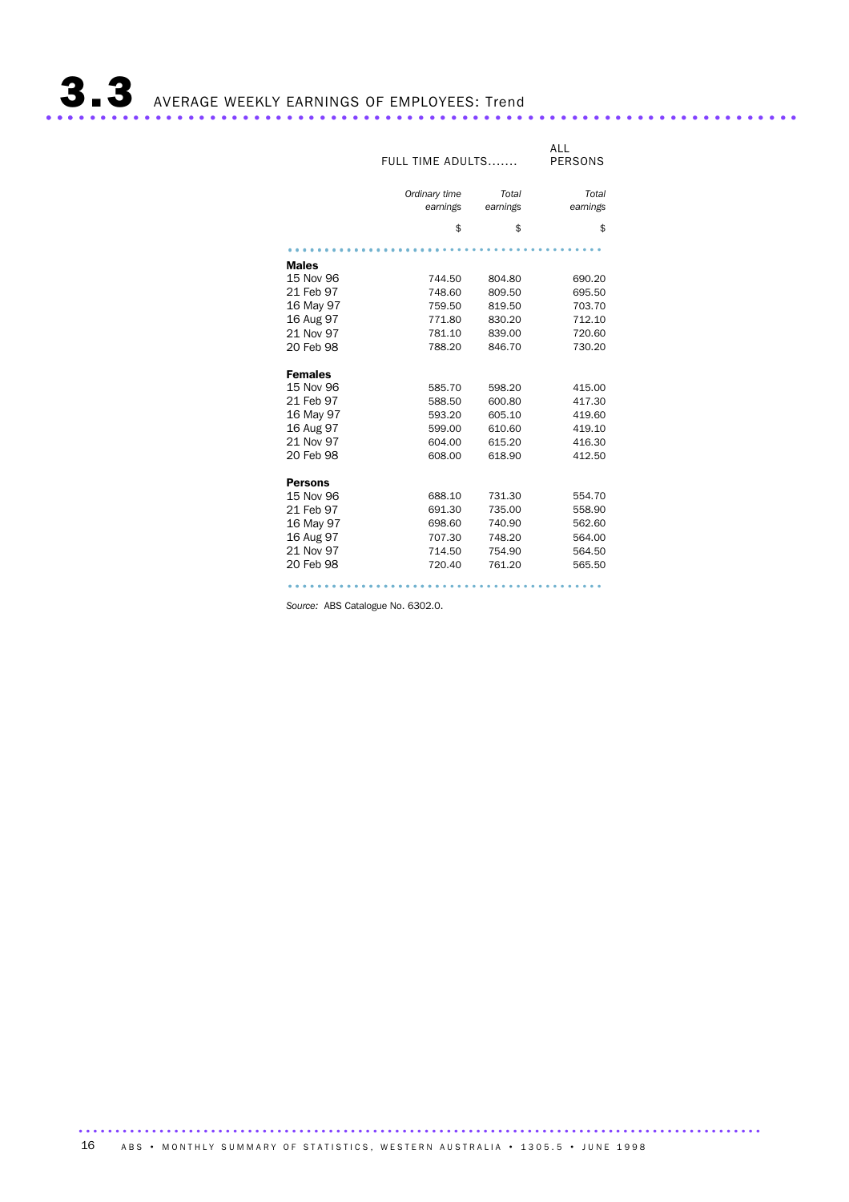# 3.3 AVERAGE WEEKLY EARNINGS OF EMPLOYEES: Trend

| | FULL TIME ADULTS....... | | ALL PERSONS |
|---|---|---|---|
| | *Ordinary time earnings* | *Total earnings* | *Total earnings* |
| | $ | $ | $ |
| **Males** | | | |
| 15 Nov 96 | 744.50 | 804.80 | 690.20 |
| 21 Feb 97 | 748.60 | 809.50 | 695.50 |
| 16 May 97 | 759.50 | 819.50 | 703.70 |
| 16 Aug 97 | 771.80 | 830.20 | 712.10 |
| 21 Nov 97 | 781.10 | 839.00 | 720.60 |
| 20 Feb 98 | 788.20 | 846.70 | 730.20 |
| **Females** | | | |
| 15 Nov 96 | 585.70 | 598.20 | 415.00 |
| 21 Feb 97 | 588.50 | 600.80 | 417.30 |
| 16 May 97 | 593.20 | 605.10 | 419.60 |
| 16 Aug 97 | 599.00 | 610.60 | 419.10 |
| 21 Nov 97 | 604.00 | 615.20 | 416.30 |
| 20 Feb 98 | 608.00 | 618.90 | 412.50 |
| **Persons** | | | |
| 15 Nov 96 | 688.10 | 731.30 | 554.70 |
| 21 Feb 97 | 691.30 | 735.00 | 558.90 |
| 16 May 97 | 698.60 | 740.90 | 562.60 |
| 16 Aug 97 | 707.30 | 748.20 | 564.00 |
| 21 Nov 97 | 714.50 | 754.90 | 564.50 |
| 20 Feb 98 | 720.40 | 761.20 | 565.50 |

*Source:* ABS Catalogue No. 6302.0.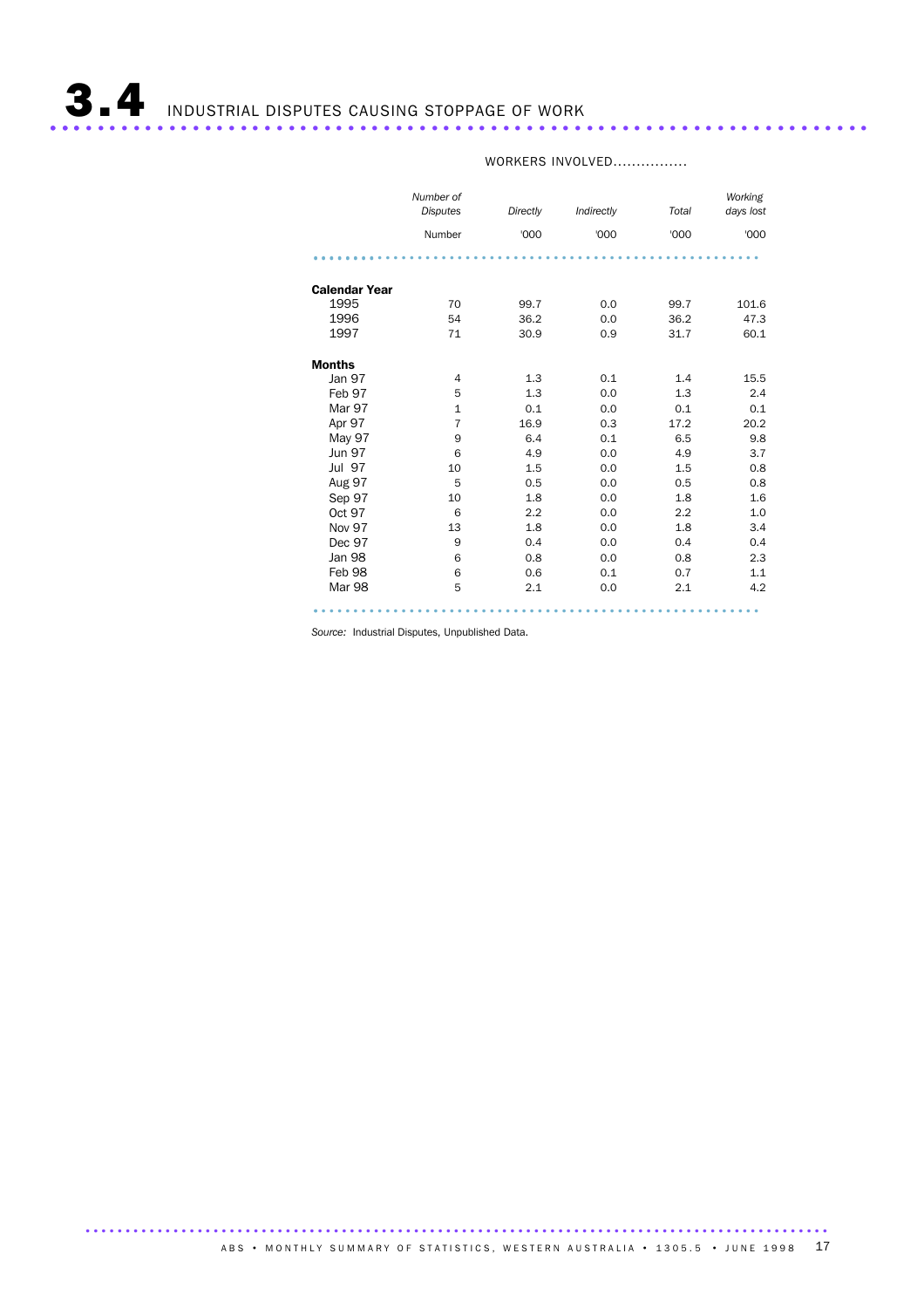# 3.4 INDUSTRIAL DISPUTES CAUSING STOPPAGE OF WORK

| | *Number of Disputes* | WORKERS INVOLVED................ *Directly* | *Indirectly* | *Total* | *Working days lost* |
|---|---|---|---|---|---|
| | Number | '000 | '000 | '000 | '000 |
| **Calendar Year** | | | | | |
| 1995 | 70 | 99.7 | 0.0 | 99.7 | 101.6 |
| 1996 | 54 | 36.2 | 0.0 | 36.2 | 47.3 |
| 1997 | 71 | 30.9 | 0.9 | 31.7 | 60.1 |
| **Months** | | | | | |
| Jan 97 | 4 | 1.3 | 0.1 | 1.4 | 15.5 |
| Feb 97 | 5 | 1.3 | 0.0 | 1.3 | 2.4 |
| Mar 97 | 1 | 0.1 | 0.0 | 0.1 | 0.1 |
| Apr 97 | 7 | 16.9 | 0.3 | 17.2 | 20.2 |
| May 97 | 9 | 6.4 | 0.1 | 6.5 | 9.8 |
| Jun 97 | 6 | 4.9 | 0.0 | 4.9 | 3.7 |
| Jul 97 | 10 | 1.5 | 0.0 | 1.5 | 0.8 |
| Aug 97 | 5 | 0.5 | 0.0 | 0.5 | 0.8 |
| Sep 97 | 10 | 1.8 | 0.0 | 1.8 | 1.6 |
| Oct 97 | 6 | 2.2 | 0.0 | 2.2 | 1.0 |
| Nov 97 | 13 | 1.8 | 0.0 | 1.8 | 3.4 |
| Dec 97 | 9 | 0.4 | 0.0 | 0.4 | 0.4 |
| Jan 98 | 6 | 0.8 | 0.0 | 0.8 | 2.3 |
| Feb 98 | 6 | 0.6 | 0.1 | 0.7 | 1.1 |
| Mar 98 | 5 | 2.1 | 0.0 | 2.1 | 4.2 |

*Source:* Industrial Disputes, Unpublished Data.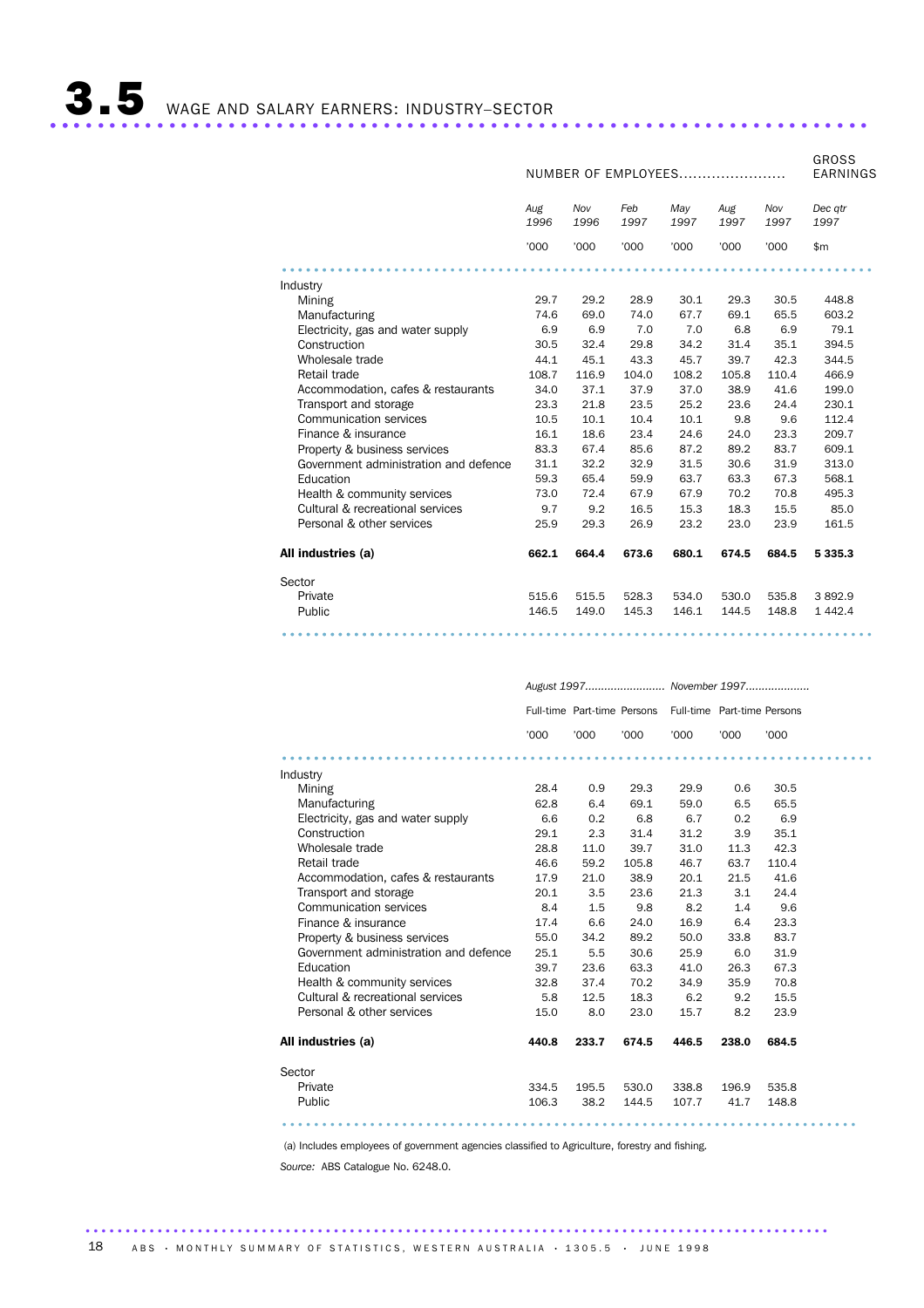## 3.5 WAGE AND SALARY EARNERS: INDUSTRY–SECTOR

| | NUMBER OF EMPLOYEES | | | | | | GROSS EARNINGS |
|---|---|---|---|---|---|---|---|
| | *Aug 1996* | *Nov 1996* | *Feb 1997* | *May 1997* | *Aug 1997* | *Nov 1997* | *Dec qtr 1997* |
| | '000 | '000 | '000 | '000 | '000 | '000 | $m |
| Industry | | | | | | | |
| Mining | 29.7 | 29.2 | 28.9 | 30.1 | 29.3 | 30.5 | 448.8 |
| Manufacturing | 74.6 | 69.0 | 74.0 | 67.7 | 69.1 | 65.5 | 603.2 |
| Electricity, gas and water supply | 6.9 | 6.9 | 7.0 | 7.0 | 6.8 | 6.9 | 79.1 |
| Construction | 30.5 | 32.4 | 29.8 | 34.2 | 31.4 | 35.1 | 394.5 |
| Wholesale trade | 44.1 | 45.1 | 43.3 | 45.7 | 39.7 | 42.3 | 344.5 |
| Retail trade | 108.7 | 116.9 | 104.0 | 108.2 | 105.8 | 110.4 | 466.9 |
| Accommodation, cafes & restaurants | 34.0 | 37.1 | 37.9 | 37.0 | 38.9 | 41.6 | 199.0 |
| Transport and storage | 23.3 | 21.8 | 23.5 | 25.2 | 23.6 | 24.4 | 230.1 |
| Communication services | 10.5 | 10.1 | 10.4 | 10.1 | 9.8 | 9.6 | 112.4 |
| Finance & insurance | 16.1 | 18.6 | 23.4 | 24.6 | 24.0 | 23.3 | 209.7 |
| Property & business services | 83.3 | 67.4 | 85.6 | 87.2 | 89.2 | 83.7 | 609.1 |
| Government administration and defence | 31.1 | 32.2 | 32.9 | 31.5 | 30.6 | 31.9 | 313.0 |
| Education | 59.3 | 65.4 | 59.9 | 63.7 | 63.3 | 67.3 | 568.1 |
| Health & community services | 73.0 | 72.4 | 67.9 | 67.9 | 70.2 | 70.8 | 495.3 |
| Cultural & recreational services | 9.7 | 9.2 | 16.5 | 15.3 | 18.3 | 15.5 | 85.0 |
| Personal & other services | 25.9 | 29.3 | 26.9 | 23.2 | 23.0 | 23.9 | 161.5 |
| **All industries (a)** | **662.1** | **664.4** | **673.6** | **680.1** | **674.5** | **684.5** | **5 335.3** |
| Sector | | | | | | | |
| Private | 515.6 | 515.5 | 528.3 | 534.0 | 530.0 | 535.8 | 3 892.9 |
| Public | 146.5 | 149.0 | 145.3 | 146.1 | 144.5 | 148.8 | 1 442.4 |

| | *August 1997* | | | *November 1997* | | |
|---|---|---|---|---|---|---|
| | Full-time | Part-time | Persons | Full-time | Part-time | Persons |
| | '000 | '000 | '000 | '000 | '000 | '000 |
| Industry | | | | | | |
| Mining | 28.4 | 0.9 | 29.3 | 29.9 | 0.6 | 30.5 |
| Manufacturing | 62.8 | 6.4 | 69.1 | 59.0 | 6.5 | 65.5 |
| Electricity, gas and water supply | 6.6 | 0.2 | 6.8 | 6.7 | 0.2 | 6.9 |
| Construction | 29.1 | 2.3 | 31.4 | 31.2 | 3.9 | 35.1 |
| Wholesale trade | 28.8 | 11.0 | 39.7 | 31.0 | 11.3 | 42.3 |
| Retail trade | 46.6 | 59.2 | 105.8 | 46.7 | 63.7 | 110.4 |
| Accommodation, cafes & restaurants | 17.9 | 21.0 | 38.9 | 20.1 | 21.5 | 41.6 |
| Transport and storage | 20.1 | 3.5 | 23.6 | 21.3 | 3.1 | 24.4 |
| Communication services | 8.4 | 1.5 | 9.8 | 8.2 | 1.4 | 9.6 |
| Finance & insurance | 17.4 | 6.6 | 24.0 | 16.9 | 6.4 | 23.3 |
| Property & business services | 55.0 | 34.2 | 89.2 | 50.0 | 33.8 | 83.7 |
| Government administration and defence | 25.1 | 5.5 | 30.6 | 25.9 | 6.0 | 31.9 |
| Education | 39.7 | 23.6 | 63.3 | 41.0 | 26.3 | 67.3 |
| Health & community services | 32.8 | 37.4 | 70.2 | 34.9 | 35.9 | 70.8 |
| Cultural & recreational services | 5.8 | 12.5 | 18.3 | 6.2 | 9.2 | 15.5 |
| Personal & other services | 15.0 | 8.0 | 23.0 | 15.7 | 8.2 | 23.9 |
| **All industries (a)** | **440.8** | **233.7** | **674.5** | **446.5** | **238.0** | **684.5** |
| Sector | | | | | | |
| Private | 334.5 | 195.5 | 530.0 | 338.8 | 196.9 | 535.8 |
| Public | 106.3 | 38.2 | 144.5 | 107.7 | 41.7 | 148.8 |

(a) Includes employees of government agencies classified to Agriculture, forestry and fishing.

*Source:* ABS Catalogue No. 6248.0.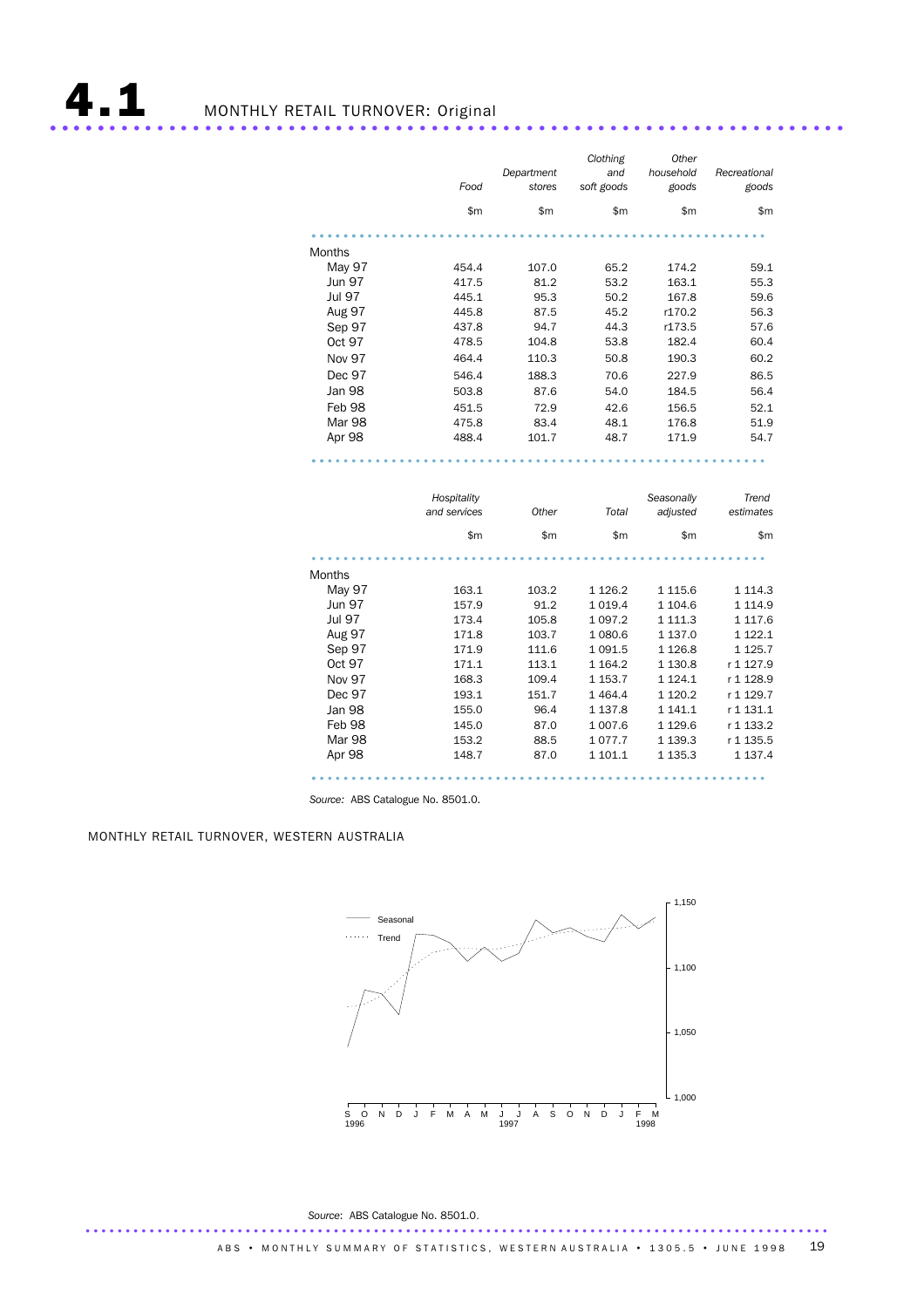# 4.1 MONTHLY RETAIL TURNOVER: Original

| | *Food* | *Department stores* | *Clothing and soft goods* | *Other household goods* | *Recreational goods* |
|---|---|---|---|---|---|
| | $m | $m | $m | $m | $m |
| **Months** | | | | | |
| May 97 | 454.4 | 107.0 | 65.2 | 174.2 | 59.1 |
| Jun 97 | 417.5 | 81.2 | 53.2 | 163.1 | 55.3 |
| Jul 97 | 445.1 | 95.3 | 50.2 | 167.8 | 59.6 |
| Aug 97 | 445.8 | 87.5 | 45.2 | r170.2 | 56.3 |
| Sep 97 | 437.8 | 94.7 | 44.3 | r173.5 | 57.6 |
| Oct 97 | 478.5 | 104.8 | 53.8 | 182.4 | 60.4 |
| Nov 97 | 464.4 | 110.3 | 50.8 | 190.3 | 60.2 |
| Dec 97 | 546.4 | 188.3 | 70.6 | 227.9 | 86.5 |
| Jan 98 | 503.8 | 87.6 | 54.0 | 184.5 | 56.4 |
| Feb 98 | 451.5 | 72.9 | 42.6 | 156.5 | 52.1 |
| Mar 98 | 475.8 | 83.4 | 48.1 | 176.8 | 51.9 |
| Apr 98 | 488.4 | 101.7 | 48.7 | 171.9 | 54.7 |

| | *Hospitality and services* | *Other* | *Total* | *Seasonally adjusted* | *Trend estimates* |
|---|---|---|---|---|---|
| | $m | $m | $m | $m | $m |
| **Months** | | | | | |
| May 97 | 163.1 | 103.2 | 1 126.2 | 1 115.6 | 1 114.3 |
| Jun 97 | 157.9 | 91.2 | 1 019.4 | 1 104.6 | 1 114.9 |
| Jul 97 | 173.4 | 105.8 | 1 097.2 | 1 111.3 | 1 117.6 |
| Aug 97 | 171.8 | 103.7 | 1 080.6 | 1 137.0 | 1 122.1 |
| Sep 97 | 171.9 | 111.6 | 1 091.5 | 1 126.8 | 1 125.7 |
| Oct 97 | 171.1 | 113.1 | 1 164.2 | 1 130.8 | r 1 127.9 |
| Nov 97 | 168.3 | 109.4 | 1 153.7 | 1 124.1 | r 1 128.9 |
| Dec 97 | 193.1 | 151.7 | 1 464.4 | 1 120.2 | r 1 129.7 |
| Jan 98 | 155.0 | 96.4 | 1 137.8 | 1 141.1 | r 1 131.1 |
| Feb 98 | 145.0 | 87.0 | 1 007.6 | 1 129.6 | r 1 133.2 |
| Mar 98 | 153.2 | 88.5 | 1 077.7 | 1 139.3 | r 1 135.5 |
| Apr 98 | 148.7 | 87.0 | 1 101.1 | 1 135.3 | 1 137.4 |

*Source:* ABS Catalogue No. 8501.0.

MONTHLY RETAIL TURNOVER, WESTERN AUSTRALIA

Seasonal
Trend
1,150
1,100
1,050
1,000
S O N D J F M A M J J A S O N D J F M
1996 1997 1998

*Source:* ABS Catalogue No. 8501.0.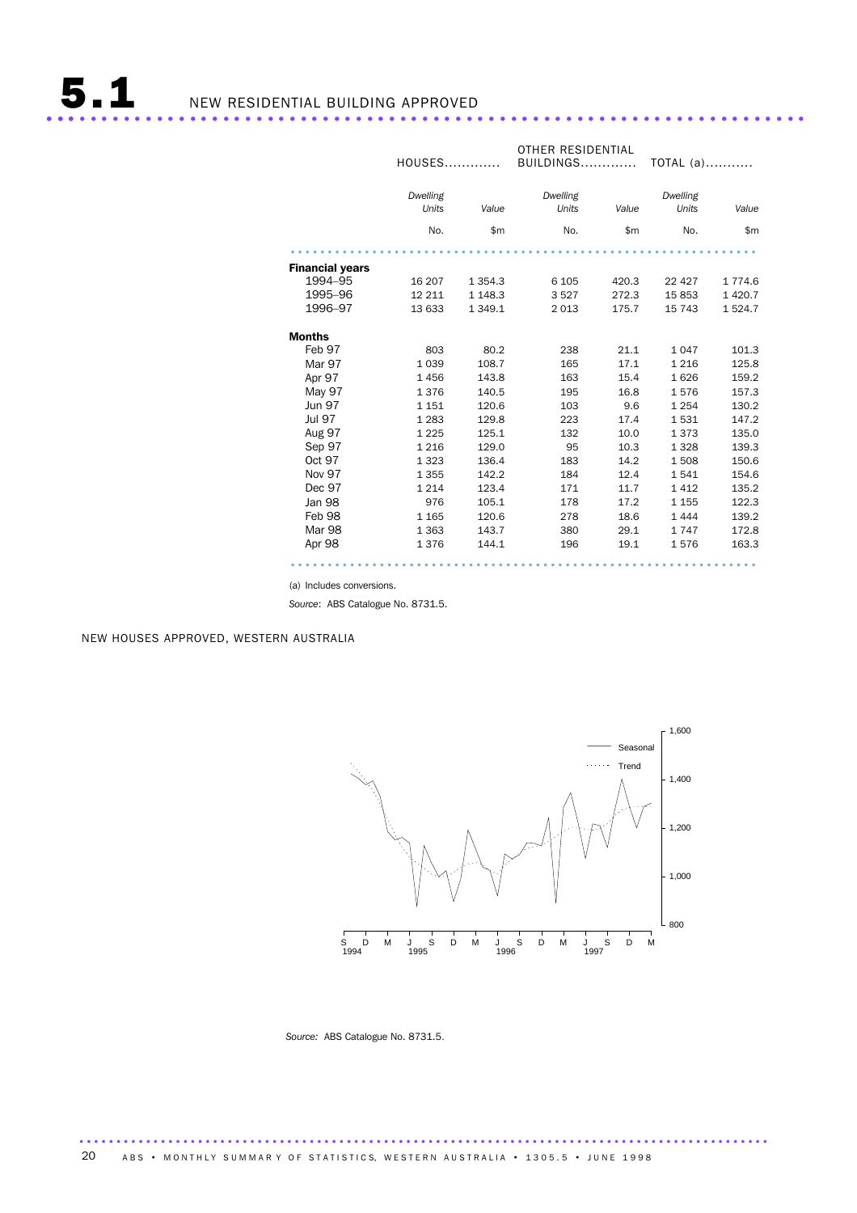# 5.1 NEW RESIDENTIAL BUILDING APPROVED

| | HOUSES | | OTHER RESIDENTIAL BUILDINGS | | TOTAL (a) | |
|---|---|---|---|---|---|---|
| | *Dwelling Units* | *Value* | *Dwelling Units* | *Value* | *Dwelling Units* | *Value* |
| | No. | $m | No. | $m | No. | $m |
| **Financial years** | | | | | | |
| 1994–95 | 16 207 | 1 354.3 | 6 105 | 420.3 | 22 427 | 1 774.6 |
| 1995–96 | 12 211 | 1 148.3 | 3 527 | 272.3 | 15 853 | 1 420.7 |
| 1996–97 | 13 633 | 1 349.1 | 2 013 | 175.7 | 15 743 | 1 524.7 |
| **Months** | | | | | | |
| Feb 97 | 803 | 80.2 | 238 | 21.1 | 1 047 | 101.3 |
| Mar 97 | 1 039 | 108.7 | 165 | 17.1 | 1 216 | 125.8 |
| Apr 97 | 1 456 | 143.8 | 163 | 15.4 | 1 626 | 159.2 |
| May 97 | 1 376 | 140.5 | 195 | 16.8 | 1 576 | 157.3 |
| Jun 97 | 1 151 | 120.6 | 103 | 9.6 | 1 254 | 130.2 |
| Jul 97 | 1 283 | 129.8 | 223 | 17.4 | 1 531 | 147.2 |
| Aug 97 | 1 225 | 125.1 | 132 | 10.0 | 1 373 | 135.0 |
| Sep 97 | 1 216 | 129.0 | 95 | 10.3 | 1 328 | 139.3 |
| Oct 97 | 1 323 | 136.4 | 183 | 14.2 | 1 508 | 150.6 |
| Nov 97 | 1 355 | 142.2 | 184 | 12.4 | 1 541 | 154.6 |
| Dec 97 | 1 214 | 123.4 | 171 | 11.7 | 1 412 | 135.2 |
| Jan 98 | 976 | 105.1 | 178 | 17.2 | 1 155 | 122.3 |
| Feb 98 | 1 165 | 120.6 | 278 | 18.6 | 1 444 | 139.2 |
| Mar 98 | 1 363 | 143.7 | 380 | 29.1 | 1 747 | 172.8 |
| Apr 98 | 1 376 | 144.1 | 196 | 19.1 | 1 576 | 163.3 |

(a) Includes conversions.

*Source*: ABS Catalogue No. 8731.5.

NEW HOUSES APPROVED, WESTERN AUSTRALIA

Seasonal
Trend

1,600
1,400
1,200
1,000
800

S D M J S D M J S D M J S D M
1994 1995 1996 1997

*Source:* ABS Catalogue No. 8731.5.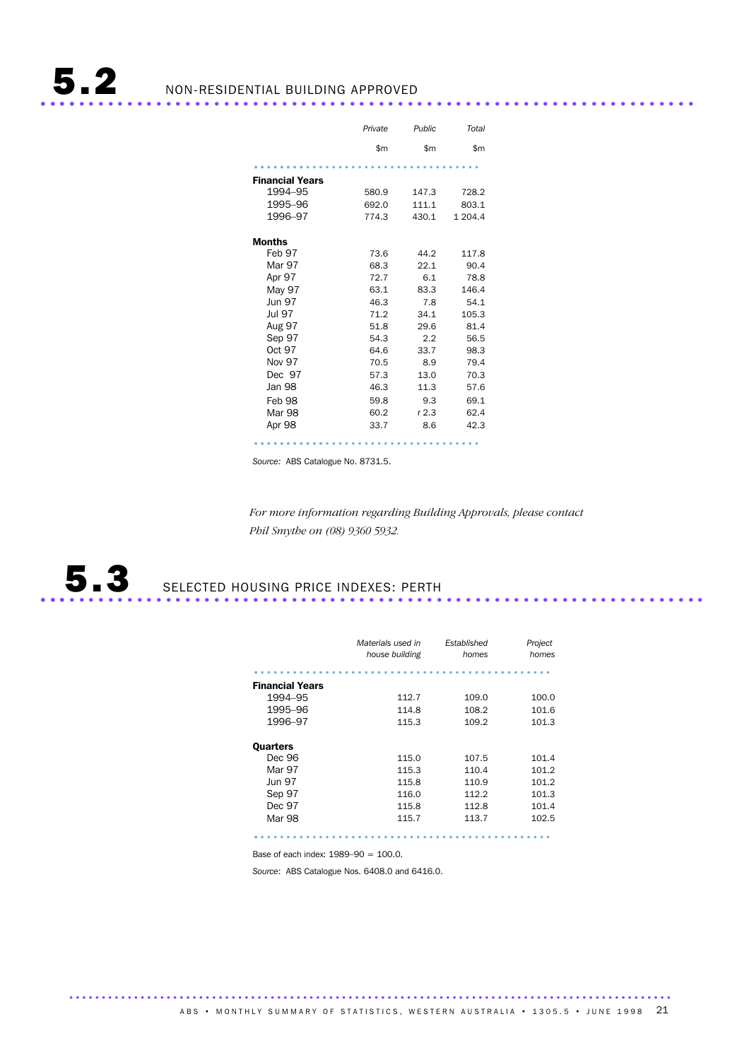## 5.2 NON-RESIDENTIAL BUILDING APPROVED

| | *Private* | *Public* | *Total* |
|---|---|---|---|
| | $m | $m | $m |
| **Financial Years** | | | |
| 1994–95 | 580.9 | 147.3 | 728.2 |
| 1995–96 | 692.0 | 111.1 | 803.1 |
| 1996–97 | 774.3 | 430.1 | 1 204.4 |
| **Months** | | | |
| Feb 97 | 73.6 | 44.2 | 117.8 |
| Mar 97 | 68.3 | 22.1 | 90.4 |
| Apr 97 | 72.7 | 6.1 | 78.8 |
| May 97 | 63.1 | 83.3 | 146.4 |
| Jun 97 | 46.3 | 7.8 | 54.1 |
| Jul 97 | 71.2 | 34.1 | 105.3 |
| Aug 97 | 51.8 | 29.6 | 81.4 |
| Sep 97 | 54.3 | 2.2 | 56.5 |
| Oct 97 | 64.6 | 33.7 | 98.3 |
| Nov 97 | 70.5 | 8.9 | 79.4 |
| Dec 97 | 57.3 | 13.0 | 70.3 |
| Jan 98 | 46.3 | 11.3 | 57.6 |
| Feb 98 | 59.8 | 9.3 | 69.1 |
| Mar 98 | 60.2 | r 2.3 | 62.4 |
| Apr 98 | 33.7 | 8.6 | 42.3 |

*Source:* ABS Catalogue No. 8731.5.

*For more information regarding Building Approvals, please contact Phil Smythe on (08) 9360 5932.*

## 5.3 SELECTED HOUSING PRICE INDEXES: PERTH

| | *Materials used in house building* | *Established homes* | *Project homes* |
|---|---|---|---|
| **Financial Years** | | | |
| 1994–95 | 112.7 | 109.0 | 100.0 |
| 1995–96 | 114.8 | 108.2 | 101.6 |
| 1996–97 | 115.3 | 109.2 | 101.3 |
| **Quarters** | | | |
| Dec 96 | 115.0 | 107.5 | 101.4 |
| Mar 97 | 115.3 | 110.4 | 101.2 |
| Jun 97 | 115.8 | 110.9 | 101.2 |
| Sep 97 | 116.0 | 112.2 | 101.3 |
| Dec 97 | 115.8 | 112.8 | 101.4 |
| Mar 98 | 115.7 | 113.7 | 102.5 |

Base of each index: 1989–90 = 100.0.

*Source:* ABS Catalogue Nos. 6408.0 and 6416.0.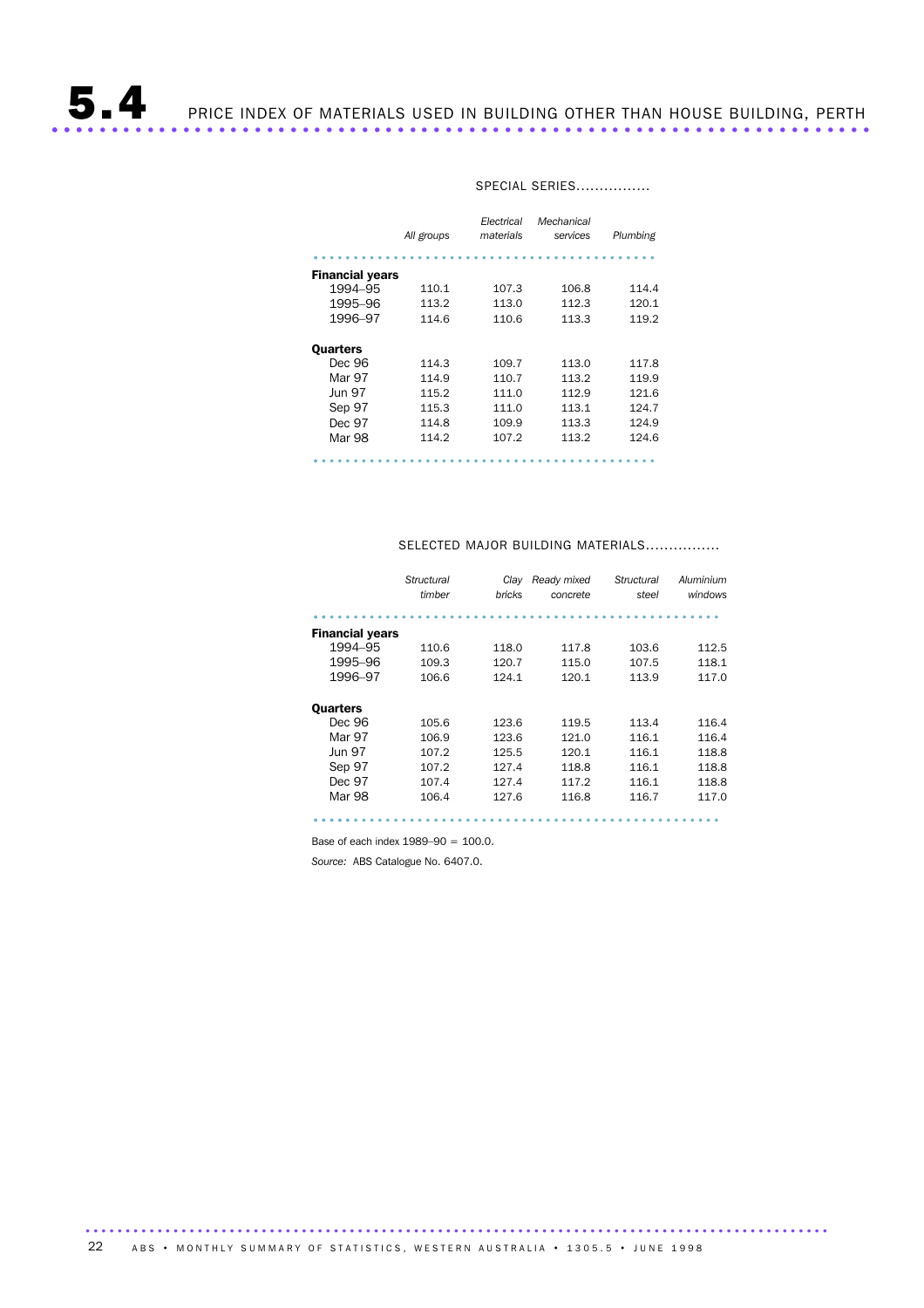# 5.4 PRICE INDEX OF MATERIALS USED IN BUILDING OTHER THAN HOUSE BUILDING, PERTH

| | SPECIAL SERIES | | | |
|---|---|---|---|---|
| | *All groups* | *Electrical materials* | *Mechanical services* | *Plumbing* |
| **Financial years** | | | | |
| 1994–95 | 110.1 | 107.3 | 106.8 | 114.4 |
| 1995–96 | 113.2 | 113.0 | 112.3 | 120.1 |
| 1996–97 | 114.6 | 110.6 | 113.3 | 119.2 |
| **Quarters** | | | | |
| Dec 96 | 114.3 | 109.7 | 113.0 | 117.8 |
| Mar 97 | 114.9 | 110.7 | 113.2 | 119.9 |
| Jun 97 | 115.2 | 111.0 | 112.9 | 121.6 |
| Sep 97 | 115.3 | 111.0 | 113.1 | 124.7 |
| Dec 97 | 114.8 | 109.9 | 113.3 | 124.9 |
| Mar 98 | 114.2 | 107.2 | 113.2 | 124.6 |

| | SELECTED MAJOR BUILDING MATERIALS | | | | |
|---|---|---|---|---|---|
| | *Structural timber* | *Clay bricks* | *Ready mixed concrete* | *Structural steel* | *Aluminium windows* |
| **Financial years** | | | | | |
| 1994–95 | 110.6 | 118.0 | 117.8 | 103.6 | 112.5 |
| 1995–96 | 109.3 | 120.7 | 115.0 | 107.5 | 118.1 |
| 1996–97 | 106.6 | 124.1 | 120.1 | 113.9 | 117.0 |
| **Quarters** | | | | | |
| Dec 96 | 105.6 | 123.6 | 119.5 | 113.4 | 116.4 |
| Mar 97 | 106.9 | 123.6 | 121.0 | 116.1 | 116.4 |
| Jun 97 | 107.2 | 125.5 | 120.1 | 116.1 | 118.8 |
| Sep 97 | 107.2 | 127.4 | 118.8 | 116.1 | 118.8 |
| Dec 97 | 107.4 | 127.4 | 117.2 | 116.1 | 118.8 |
| Mar 98 | 106.4 | 127.6 | 116.8 | 116.7 | 117.0 |

Base of each index 1989–90 = 100.0.

*Source:* ABS Catalogue No. 6407.0.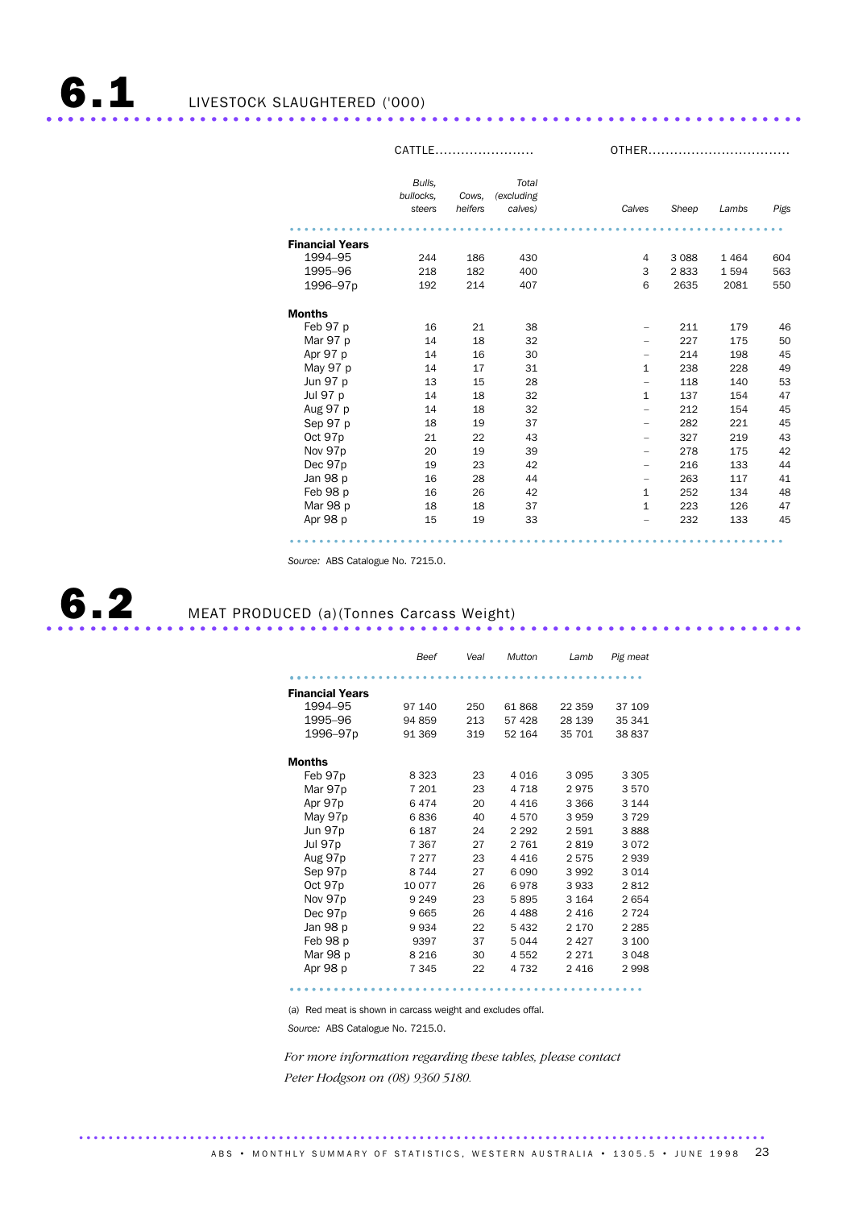# 6.1 LIVESTOCK SLAUGHTERED ('000)

| | CATTLE | | | OTHER | | | |
|---|---|---|---|---|---|---|---|
| | *Bulls, bullocks, steers* | *Cows, heifers* | *Total (excluding calves)* | *Calves* | *Sheep* | *Lambs* | *Pigs* |
| **Financial Years** | | | | | | | |
| 1994–95 | 244 | 186 | 430 | 4 | 3 088 | 1 464 | 604 |
| 1995–96 | 218 | 182 | 400 | 3 | 2 833 | 1 594 | 563 |
| 1996–97p | 192 | 214 | 407 | 6 | 2635 | 2081 | 550 |
| **Months** | | | | | | | |
| Feb 97 p | 16 | 21 | 38 | – | 211 | 179 | 46 |
| Mar 97 p | 14 | 18 | 32 | – | 227 | 175 | 50 |
| Apr 97 p | 14 | 16 | 30 | – | 214 | 198 | 45 |
| May 97 p | 14 | 17 | 31 | 1 | 238 | 228 | 49 |
| Jun 97 p | 13 | 15 | 28 | – | 118 | 140 | 53 |
| Jul 97 p | 14 | 18 | 32 | 1 | 137 | 154 | 47 |
| Aug 97 p | 14 | 18 | 32 | – | 212 | 154 | 45 |
| Sep 97 p | 18 | 19 | 37 | – | 282 | 221 | 45 |
| Oct 97p | 21 | 22 | 43 | – | 327 | 219 | 43 |
| Nov 97p | 20 | 19 | 39 | – | 278 | 175 | 42 |
| Dec 97p | 19 | 23 | 42 | – | 216 | 133 | 44 |
| Jan 98 p | 16 | 28 | 44 | – | 263 | 117 | 41 |
| Feb 98 p | 16 | 26 | 42 | 1 | 252 | 134 | 48 |
| Mar 98 p | 18 | 18 | 37 | 1 | 223 | 126 | 47 |
| Apr 98 p | 15 | 19 | 33 | – | 232 | 133 | 45 |

*Source:* ABS Catalogue No. 7215.0.

# 6.2 MEAT PRODUCED (a)(Tonnes Carcass Weight)

| | *Beef* | *Veal* | *Mutton* | *Lamb* | *Pig meat* |
|---|---|---|---|---|---|
| **Financial Years** | | | | | |
| 1994–95 | 97 140 | 250 | 61 868 | 22 359 | 37 109 |
| 1995–96 | 94 859 | 213 | 57 428 | 28 139 | 35 341 |
| 1996–97p | 91 369 | 319 | 52 164 | 35 701 | 38 837 |
| **Months** | | | | | |
| Feb 97p | 8 323 | 23 | 4 016 | 3 095 | 3 305 |
| Mar 97p | 7 201 | 23 | 4 718 | 2 975 | 3 570 |
| Apr 97p | 6 474 | 20 | 4 416 | 3 366 | 3 144 |
| May 97p | 6 836 | 40 | 4 570 | 3 959 | 3 729 |
| Jun 97p | 6 187 | 24 | 2 292 | 2 591 | 3 888 |
| Jul 97p | 7 367 | 27 | 2 761 | 2 819 | 3 072 |
| Aug 97p | 7 277 | 23 | 4 416 | 2 575 | 2 939 |
| Sep 97p | 8 744 | 27 | 6 090 | 3 992 | 3 014 |
| Oct 97p | 10 077 | 26 | 6 978 | 3 933 | 2 812 |
| Nov 97p | 9 249 | 23 | 5 895 | 3 164 | 2 654 |
| Dec 97p | 9 665 | 26 | 4 488 | 2 416 | 2 724 |
| Jan 98 p | 9 934 | 22 | 5 432 | 2 170 | 2 285 |
| Feb 98 p | 9397 | 37 | 5 044 | 2 427 | 3 100 |
| Mar 98 p | 8 216 | 30 | 4 552 | 2 271 | 3 048 |
| Apr 98 p | 7 345 | 22 | 4 732 | 2 416 | 2 998 |

(a) Red meat is shown in carcass weight and excludes offal.

*Source:* ABS Catalogue No. 7215.0.

*For more information regarding these tables, please contact Peter Hodgson on (08) 9360 5180.*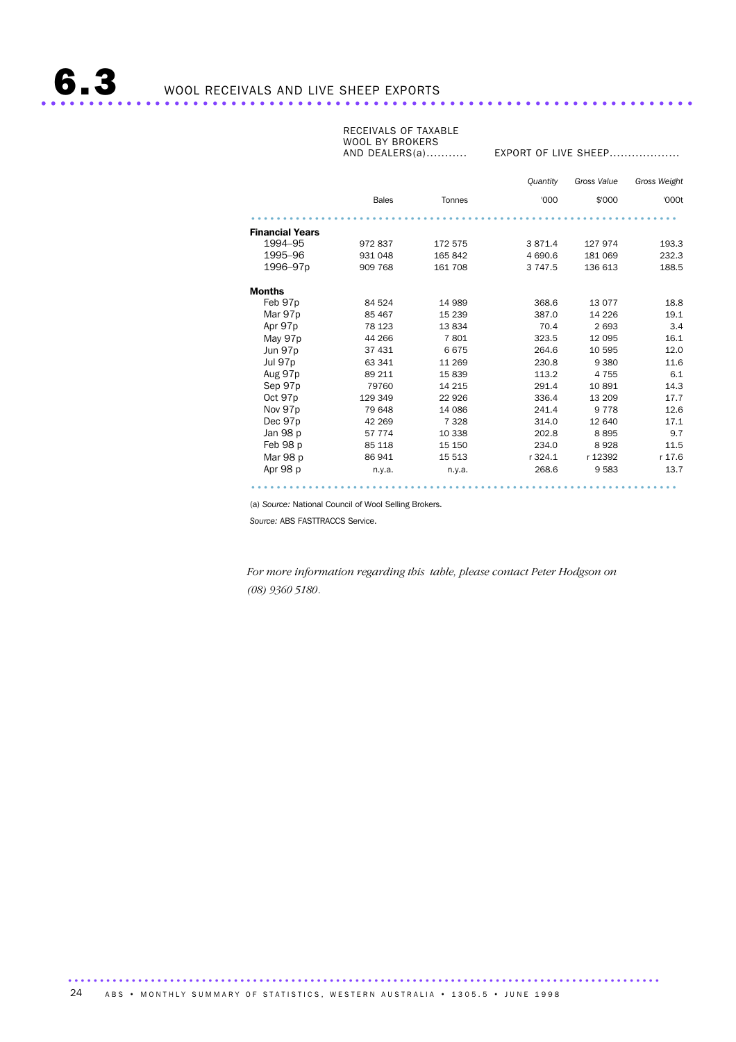# 6.3 WOOL RECEIVALS AND LIVE SHEEP EXPORTS

| | RECEIVALS OF TAXABLE WOOL BY BROKERS AND DEALERS(a) | | EXPORT OF LIVE SHEEP | | |
|---|---|---|---|---|---|
| | | | *Quantity* | *Gross Value* | *Gross Weight* |
| | Bales | Tonnes | '000 | $'000 | '000t |
| **Financial Years** | | | | | |
| 1994–95 | 972 837 | 172 575 | 3 871.4 | 127 974 | 193.3 |
| 1995–96 | 931 048 | 165 842 | 4 690.6 | 181 069 | 232.3 |
| 1996–97p | 909 768 | 161 708 | 3 747.5 | 136 613 | 188.5 |
| **Months** | | | | | |
| Feb 97p | 84 524 | 14 989 | 368.6 | 13 077 | 18.8 |
| Mar 97p | 85 467 | 15 239 | 387.0 | 14 226 | 19.1 |
| Apr 97p | 78 123 | 13 834 | 70.4 | 2 693 | 3.4 |
| May 97p | 44 266 | 7 801 | 323.5 | 12 095 | 16.1 |
| Jun 97p | 37 431 | 6 675 | 264.6 | 10 595 | 12.0 |
| Jul 97p | 63 341 | 11 269 | 230.8 | 9 380 | 11.6 |
| Aug 97p | 89 211 | 15 839 | 113.2 | 4 755 | 6.1 |
| Sep 97p | 79760 | 14 215 | 291.4 | 10 891 | 14.3 |
| Oct 97p | 129 349 | 22 926 | 336.4 | 13 209 | 17.7 |
| Nov 97p | 79 648 | 14 086 | 241.4 | 9 778 | 12.6 |
| Dec 97p | 42 269 | 7 328 | 314.0 | 12 640 | 17.1 |
| Jan 98 p | 57 774 | 10 338 | 202.8 | 8 895 | 9.7 |
| Feb 98 p | 85 118 | 15 150 | 234.0 | 8 928 | 11.5 |
| Mar 98 p | 86 941 | 15 513 | r 324.1 | r 12392 | r 17.6 |
| Apr 98 p | n.y.a. | n.y.a. | 268.6 | 9 583 | 13.7 |

(a) *Source:* National Council of Wool Selling Brokers.

*Source:* ABS FASTTRACCS Service.

*For more information regarding this table, please contact Peter Hodgson on (08) 9360 5180.*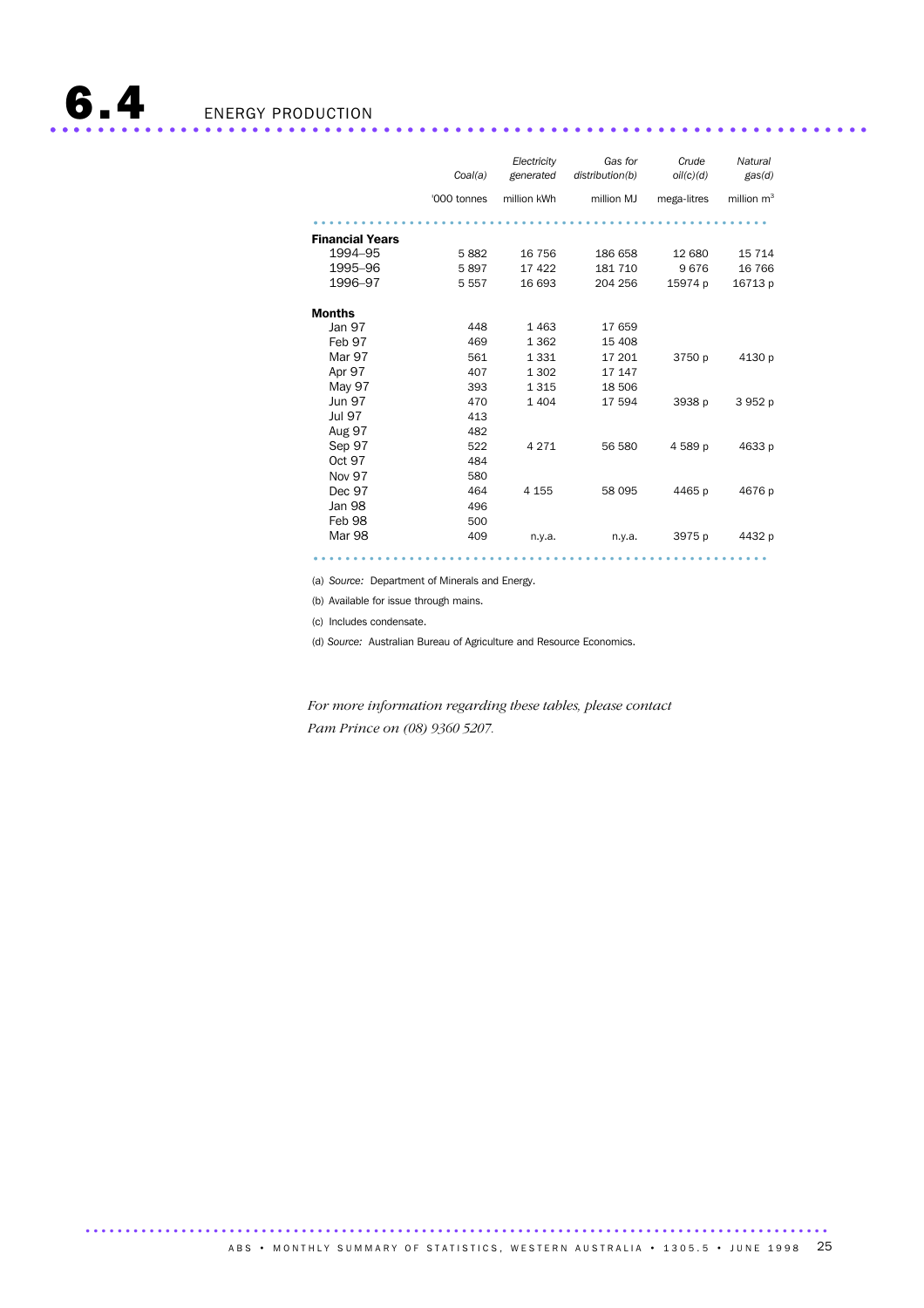# 6.4 ENERGY PRODUCTION

| | Coal(a) | Electricity generated | Gas for distribution(b) | Crude oil(c)(d) | Natural gas(d) |
|---|---|---|---|---|---|
| | '000 tonnes | million kWh | million MJ | mega-litres | million m³ |
| **Financial Years** | | | | | |
| 1994–95 | 5 882 | 16 756 | 186 658 | 12 680 | 15 714 |
| 1995–96 | 5 897 | 17 422 | 181 710 | 9 676 | 16 766 |
| 1996–97 | 5 557 | 16 693 | 204 256 | 15974 p | 16713 p |
| **Months** | | | | | |
| Jan 97 | 448 | 1 463 | 17 659 | | |
| Feb 97 | 469 | 1 362 | 15 408 | | |
| Mar 97 | 561 | 1 331 | 17 201 | 3750 p | 4130 p |
| Apr 97 | 407 | 1 302 | 17 147 | | |
| May 97 | 393 | 1 315 | 18 506 | | |
| Jun 97 | 470 | 1 404 | 17 594 | 3938 p | 3 952 p |
| Jul 97 | 413 | | | | |
| Aug 97 | 482 | | | | |
| Sep 97 | 522 | 4 271 | 56 580 | 4 589 p | 4633 p |
| Oct 97 | 484 | | | | |
| Nov 97 | 580 | | | | |
| Dec 97 | 464 | 4 155 | 58 095 | 4465 p | 4676 p |
| Jan 98 | 496 | | | | |
| Feb 98 | 500 | | | | |
| Mar 98 | 409 | n.y.a. | n.y.a. | 3975 p | 4432 p |

(a) *Source:* Department of Minerals and Energy.

(b) Available for issue through mains.

(c) Includes condensate.

(d) *Source:* Australian Bureau of Agriculture and Resource Economics.

*For more information regarding these tables, please contact Pam Prince on (08) 9360 5207.*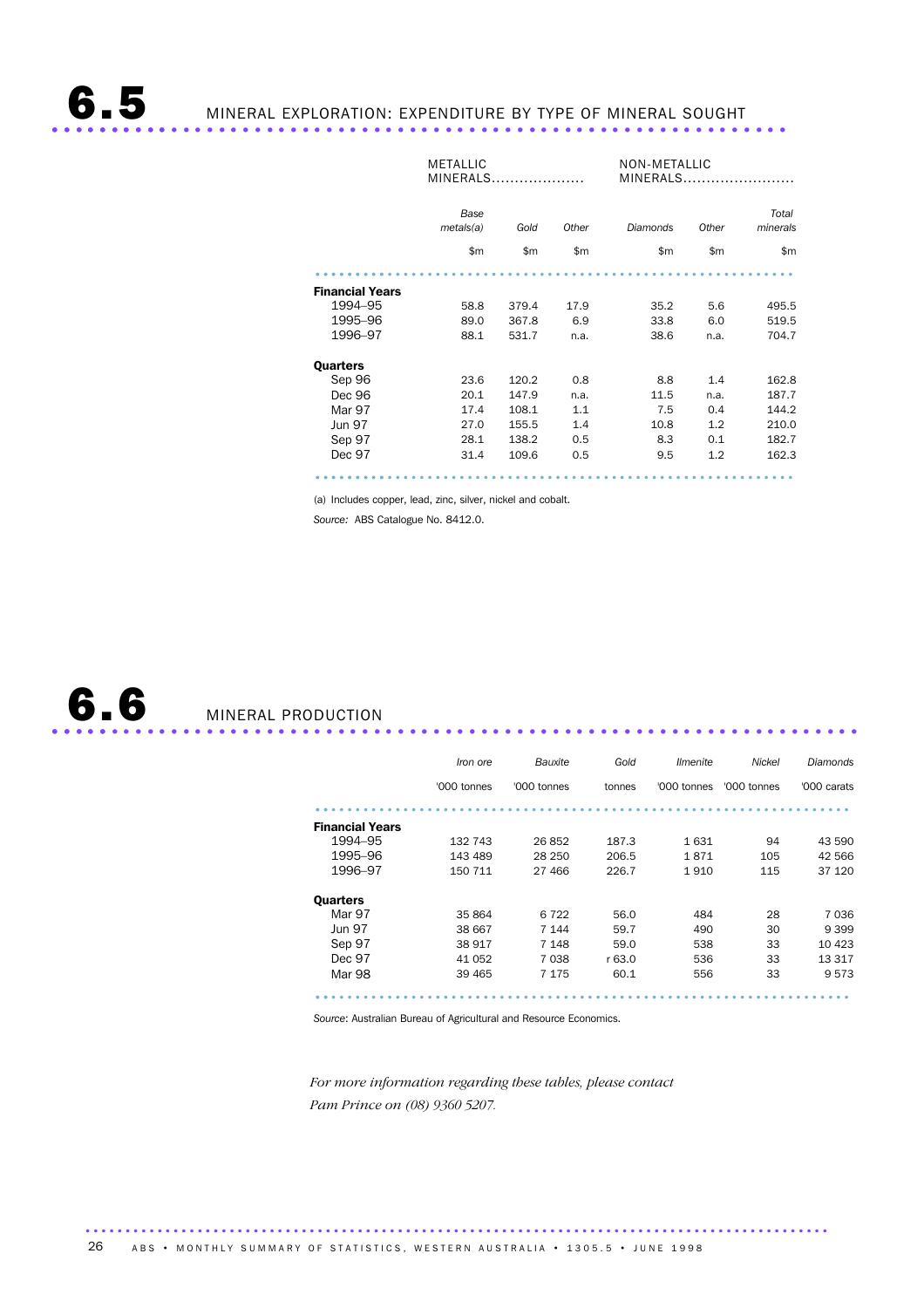# 6.5 MINERAL EXPLORATION: EXPENDITURE BY TYPE OF MINERAL SOUGHT

| | METALLIC MINERALS | | | NON-METALLIC MINERALS | | |
|---|---|---|---|---|---|---|
| | Base metals(a) | Gold | Other | Diamonds | Other | Total minerals |
| | $m | $m | $m | $m | $m | $m |
| **Financial Years** | | | | | | |
| 1994–95 | 58.8 | 379.4 | 17.9 | 35.2 | 5.6 | 495.5 |
| 1995–96 | 89.0 | 367.8 | 6.9 | 33.8 | 6.0 | 519.5 |
| 1996–97 | 88.1 | 531.7 | n.a. | 38.6 | n.a. | 704.7 |
| **Quarters** | | | | | | |
| Sep 96 | 23.6 | 120.2 | 0.8 | 8.8 | 1.4 | 162.8 |
| Dec 96 | 20.1 | 147.9 | n.a. | 11.5 | n.a. | 187.7 |
| Mar 97 | 17.4 | 108.1 | 1.1 | 7.5 | 0.4 | 144.2 |
| Jun 97 | 27.0 | 155.5 | 1.4 | 10.8 | 1.2 | 210.0 |
| Sep 97 | 28.1 | 138.2 | 0.5 | 8.3 | 0.1 | 182.7 |
| Dec 97 | 31.4 | 109.6 | 0.5 | 9.5 | 1.2 | 162.3 |

(a) Includes copper, lead, zinc, silver, nickel and cobalt.

*Source:* ABS Catalogue No. 8412.0.

# 6.6 MINERAL PRODUCTION

| | Iron ore | Bauxite | Gold | Ilmenite | Nickel | Diamonds |
|---|---|---|---|---|---|---|
| | '000 tonnes | '000 tonnes | tonnes | '000 tonnes | '000 tonnes | '000 carats |
| **Financial Years** | | | | | | |
| 1994–95 | 132 743 | 26 852 | 187.3 | 1 631 | 94 | 43 590 |
| 1995–96 | 143 489 | 28 250 | 206.5 | 1 871 | 105 | 42 566 |
| 1996–97 | 150 711 | 27 466 | 226.7 | 1 910 | 115 | 37 120 |
| **Quarters** | | | | | | |
| Mar 97 | 35 864 | 6 722 | 56.0 | 484 | 28 | 7 036 |
| Jun 97 | 38 667 | 7 144 | 59.7 | 490 | 30 | 9 399 |
| Sep 97 | 38 917 | 7 148 | 59.0 | 538 | 33 | 10 423 |
| Dec 97 | 41 052 | 7 038 | r 63.0 | 536 | 33 | 13 317 |
| Mar 98 | 39 465 | 7 175 | 60.1 | 556 | 33 | 9 573 |

*Source*: Australian Bureau of Agricultural and Resource Economics.

*For more information regarding these tables, please contact Pam Prince on (08) 9360 5207.*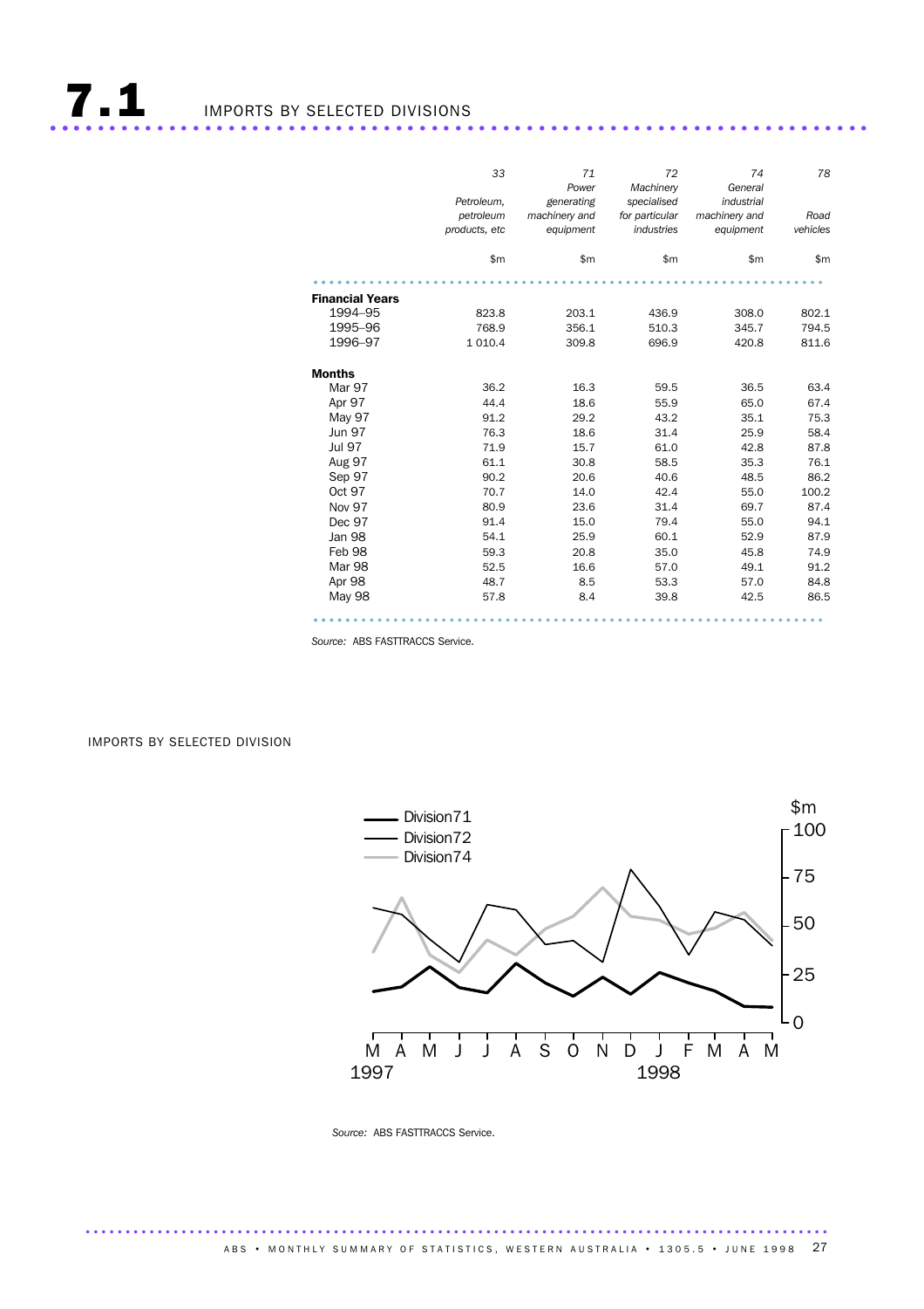# 7.1 IMPORTS BY SELECTED DIVISIONS

| | 33 Petroleum, petroleum products, etc | 71 Power generating machinery and equipment | 72 Machinery specialised for particular industries | 74 General industrial machinery and equipment | 78 Road vehicles |
|---|---|---|---|---|---|
| | $m | $m | $m | $m | $m |
| **Financial Years** | | | | | |
| 1994–95 | 823.8 | 203.1 | 436.9 | 308.0 | 802.1 |
| 1995–96 | 768.9 | 356.1 | 510.3 | 345.7 | 794.5 |
| 1996–97 | 1 010.4 | 309.8 | 696.9 | 420.8 | 811.6 |
| **Months** | | | | | |
| Mar 97 | 36.2 | 16.3 | 59.5 | 36.5 | 63.4 |
| Apr 97 | 44.4 | 18.6 | 55.9 | 65.0 | 67.4 |
| May 97 | 91.2 | 29.2 | 43.2 | 35.1 | 75.3 |
| Jun 97 | 76.3 | 18.6 | 31.4 | 25.9 | 58.4 |
| Jul 97 | 71.9 | 15.7 | 61.0 | 42.8 | 87.8 |
| Aug 97 | 61.1 | 30.8 | 58.5 | 35.3 | 76.1 |
| Sep 97 | 90.2 | 20.6 | 40.6 | 48.5 | 86.2 |
| Oct 97 | 70.7 | 14.0 | 42.4 | 55.0 | 100.2 |
| Nov 97 | 80.9 | 23.6 | 31.4 | 69.7 | 87.4 |
| Dec 97 | 91.4 | 15.0 | 79.4 | 55.0 | 94.1 |
| Jan 98 | 54.1 | 25.9 | 60.1 | 52.9 | 87.9 |
| Feb 98 | 59.3 | 20.8 | 35.0 | 45.8 | 74.9 |
| Mar 98 | 52.5 | 16.6 | 57.0 | 49.1 | 91.2 |
| Apr 98 | 48.7 | 8.5 | 53.3 | 57.0 | 84.8 |
| May 98 | 57.8 | 8.4 | 39.8 | 42.5 | 86.5 |

*Source:* ABS FASTTRACCS Service.

IMPORTS BY SELECTED DIVISION

Division71
Division72
Division74

$m
100
75
50
25
0

M A M J J A S O N D J F M A M
1997 1998

*Source:* ABS FASTTRACCS Service.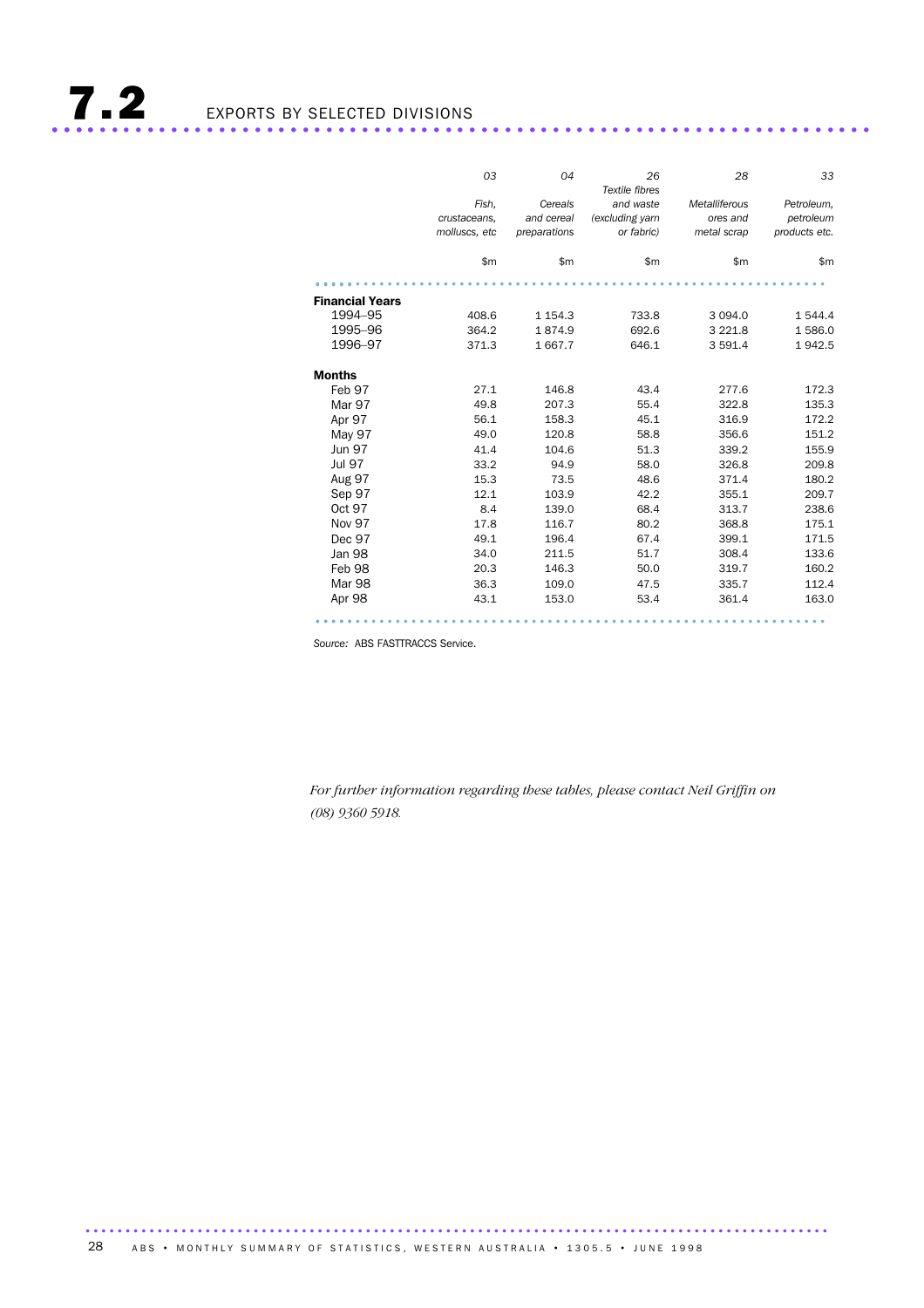# 7.2 EXPORTS BY SELECTED DIVISIONS

| | 03 | 04 | 26 | 28 | 33 |
|---|---|---|---|---|---|
| | *Fish, crustaceans, molluscs, etc* | *Cereals and cereal preparations* | *Textile fibres and waste (excluding yarn or fabric)* | *Metalliferous ores and metal scrap* | *Petroleum, petroleum products etc.* |
| | $m | $m | $m | $m | $m |
| **Financial Years** | | | | | |
| 1994–95 | 408.6 | 1 154.3 | 733.8 | 3 094.0 | 1 544.4 |
| 1995–96 | 364.2 | 1 874.9 | 692.6 | 3 221.8 | 1 586.0 |
| 1996–97 | 371.3 | 1 667.7 | 646.1 | 3 591.4 | 1 942.5 |
| **Months** | | | | | |
| Feb 97 | 27.1 | 146.8 | 43.4 | 277.6 | 172.3 |
| Mar 97 | 49.8 | 207.3 | 55.4 | 322.8 | 135.3 |
| Apr 97 | 56.1 | 158.3 | 45.1 | 316.9 | 172.2 |
| May 97 | 49.0 | 120.8 | 58.8 | 356.6 | 151.2 |
| Jun 97 | 41.4 | 104.6 | 51.3 | 339.2 | 155.9 |
| Jul 97 | 33.2 | 94.9 | 58.0 | 326.8 | 209.8 |
| Aug 97 | 15.3 | 73.5 | 48.6 | 371.4 | 180.2 |
| Sep 97 | 12.1 | 103.9 | 42.2 | 355.1 | 209.7 |
| Oct 97 | 8.4 | 139.0 | 68.4 | 313.7 | 238.6 |
| Nov 97 | 17.8 | 116.7 | 80.2 | 368.8 | 175.1 |
| Dec 97 | 49.1 | 196.4 | 67.4 | 399.1 | 171.5 |
| Jan 98 | 34.0 | 211.5 | 51.7 | 308.4 | 133.6 |
| Feb 98 | 20.3 | 146.3 | 50.0 | 319.7 | 160.2 |
| Mar 98 | 36.3 | 109.0 | 47.5 | 335.7 | 112.4 |
| Apr 98 | 43.1 | 153.0 | 53.4 | 361.4 | 163.0 |

*Source:* ABS FASTTRACCS Service.

*For further information regarding these tables, please contact Neil Griffin on (08) 9360 5918.*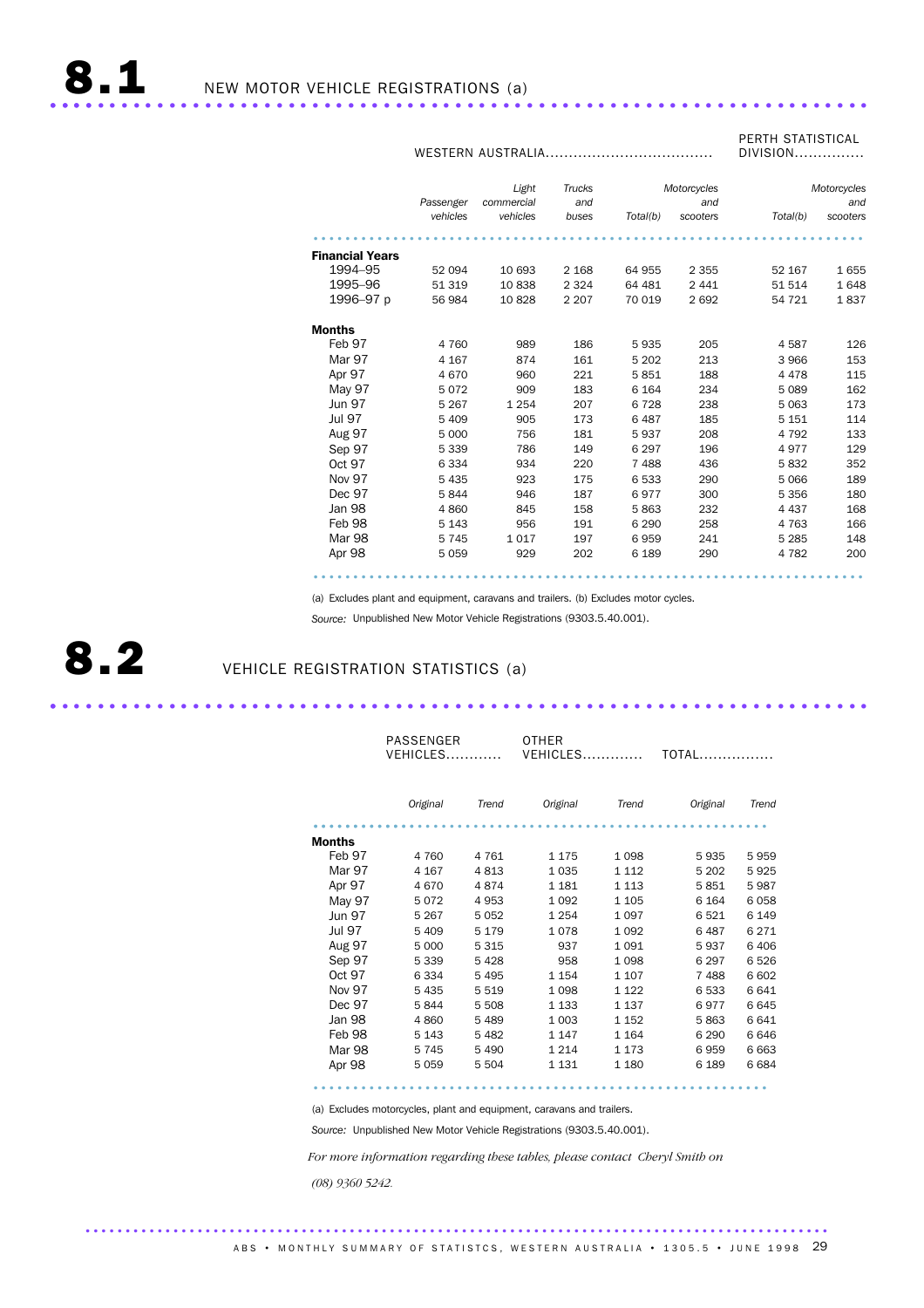# 8.1 NEW MOTOR VEHICLE REGISTRATIONS (a)

| | WESTERN AUSTRALIA | | | | | PERTH STATISTICAL DIVISION | |
|---|---|---|---|---|---|---|---|
| | *Passenger vehicles* | *Light commercial vehicles* | *Trucks and buses* | *Total(b)* | *Motorcycles and scooters* | *Total(b)* | *Motorcycles and scooters* |
| **Financial Years** | | | | | | | |
| 1994–95 | 52 094 | 10 693 | 2 168 | 64 955 | 2 355 | 52 167 | 1 655 |
| 1995–96 | 51 319 | 10 838 | 2 324 | 64 481 | 2 441 | 51 514 | 1 648 |
| 1996–97 p | 56 984 | 10 828 | 2 207 | 70 019 | 2 692 | 54 721 | 1 837 |
| **Months** | | | | | | | |
| Feb 97 | 4 760 | 989 | 186 | 5 935 | 205 | 4 587 | 126 |
| Mar 97 | 4 167 | 874 | 161 | 5 202 | 213 | 3 966 | 153 |
| Apr 97 | 4 670 | 960 | 221 | 5 851 | 188 | 4 478 | 115 |
| May 97 | 5 072 | 909 | 183 | 6 164 | 234 | 5 089 | 162 |
| Jun 97 | 5 267 | 1 254 | 207 | 6 728 | 238 | 5 063 | 173 |
| Jul 97 | 5 409 | 905 | 173 | 6 487 | 185 | 5 151 | 114 |
| Aug 97 | 5 000 | 756 | 181 | 5 937 | 208 | 4 792 | 133 |
| Sep 97 | 5 339 | 786 | 149 | 6 297 | 196 | 4 977 | 129 |
| Oct 97 | 6 334 | 934 | 220 | 7 488 | 436 | 5 832 | 352 |
| Nov 97 | 5 435 | 923 | 175 | 6 533 | 290 | 5 066 | 189 |
| Dec 97 | 5 844 | 946 | 187 | 6 977 | 300 | 5 356 | 180 |
| Jan 98 | 4 860 | 845 | 158 | 5 863 | 232 | 4 437 | 168 |
| Feb 98 | 5 143 | 956 | 191 | 6 290 | 258 | 4 763 | 166 |
| Mar 98 | 5 745 | 1 017 | 197 | 6 959 | 241 | 5 285 | 148 |
| Apr 98 | 5 059 | 929 | 202 | 6 189 | 290 | 4 782 | 200 |

(a) Excludes plant and equipment, caravans and trailers. (b) Excludes motor cycles.

*Source:* Unpublished New Motor Vehicle Registrations (9303.5.40.001).

# 8.2 VEHICLE REGISTRATION STATISTICS (a)

| | PASSENGER VEHICLES | | OTHER VEHICLES | | TOTAL | |
|---|---|---|---|---|---|---|
| | *Original* | *Trend* | *Original* | *Trend* | *Original* | *Trend* |
| **Months** | | | | | | |
| Feb 97 | 4 760 | 4 761 | 1 175 | 1 098 | 5 935 | 5 959 |
| Mar 97 | 4 167 | 4 813 | 1 035 | 1 112 | 5 202 | 5 925 |
| Apr 97 | 4 670 | 4 874 | 1 181 | 1 113 | 5 851 | 5 987 |
| May 97 | 5 072 | 4 953 | 1 092 | 1 105 | 6 164 | 6 058 |
| Jun 97 | 5 267 | 5 052 | 1 254 | 1 097 | 6 521 | 6 149 |
| Jul 97 | 5 409 | 5 179 | 1 078 | 1 092 | 6 487 | 6 271 |
| Aug 97 | 5 000 | 5 315 | 937 | 1 091 | 5 937 | 6 406 |
| Sep 97 | 5 339 | 5 428 | 958 | 1 098 | 6 297 | 6 526 |
| Oct 97 | 6 334 | 5 495 | 1 154 | 1 107 | 7 488 | 6 602 |
| Nov 97 | 5 435 | 5 519 | 1 098 | 1 122 | 6 533 | 6 641 |
| Dec 97 | 5 844 | 5 508 | 1 133 | 1 137 | 6 977 | 6 645 |
| Jan 98 | 4 860 | 5 489 | 1 003 | 1 152 | 5 863 | 6 641 |
| Feb 98 | 5 143 | 5 482 | 1 147 | 1 164 | 6 290 | 6 646 |
| Mar 98 | 5 745 | 5 490 | 1 214 | 1 173 | 6 959 | 6 663 |
| Apr 98 | 5 059 | 5 504 | 1 131 | 1 180 | 6 189 | 6 684 |

(a) Excludes motorcycles, plant and equipment, caravans and trailers.

*Source:* Unpublished New Motor Vehicle Registrations (9303.5.40.001).

*For more information regarding these tables, please contact Cheryl Smith on (08) 9360 5242.*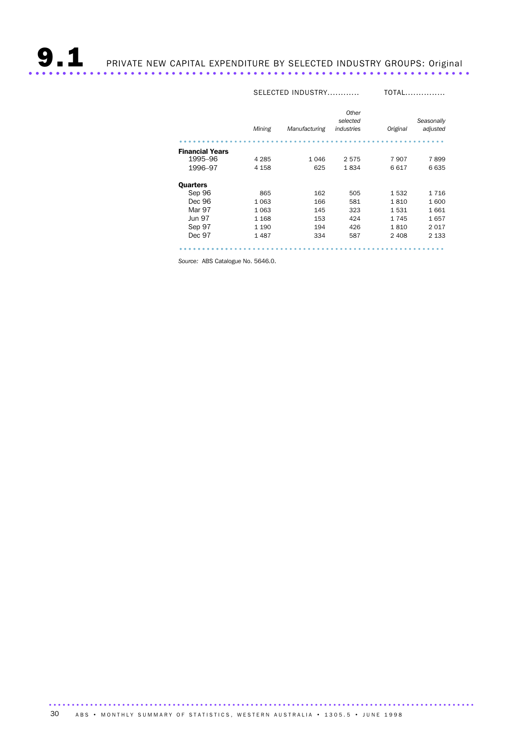# 9.1 PRIVATE NEW CAPITAL EXPENDITURE BY SELECTED INDUSTRY GROUPS: Original

| | SELECTED INDUSTRY | | | TOTAL | |
|---|---|---|---|---|---|
| | *Mining* | *Manufacturing* | *Other selected industries* | *Original* | *Seasonally adjusted* |
| **Financial Years** | | | | | |
| 1995–96 | 4 285 | 1 046 | 2 575 | 7 907 | 7 899 |
| 1996–97 | 4 158 | 625 | 1 834 | 6 617 | 6 635 |
| **Quarters** | | | | | |
| Sep 96 | 865 | 162 | 505 | 1 532 | 1 716 |
| Dec 96 | 1 063 | 166 | 581 | 1 810 | 1 600 |
| Mar 97 | 1 063 | 145 | 323 | 1 531 | 1 661 |
| Jun 97 | 1 168 | 153 | 424 | 1 745 | 1 657 |
| Sep 97 | 1 190 | 194 | 426 | 1 810 | 2 017 |
| Dec 97 | 1 487 | 334 | 587 | 2 408 | 2 133 |

*Source:* ABS Catalogue No. 5646.0.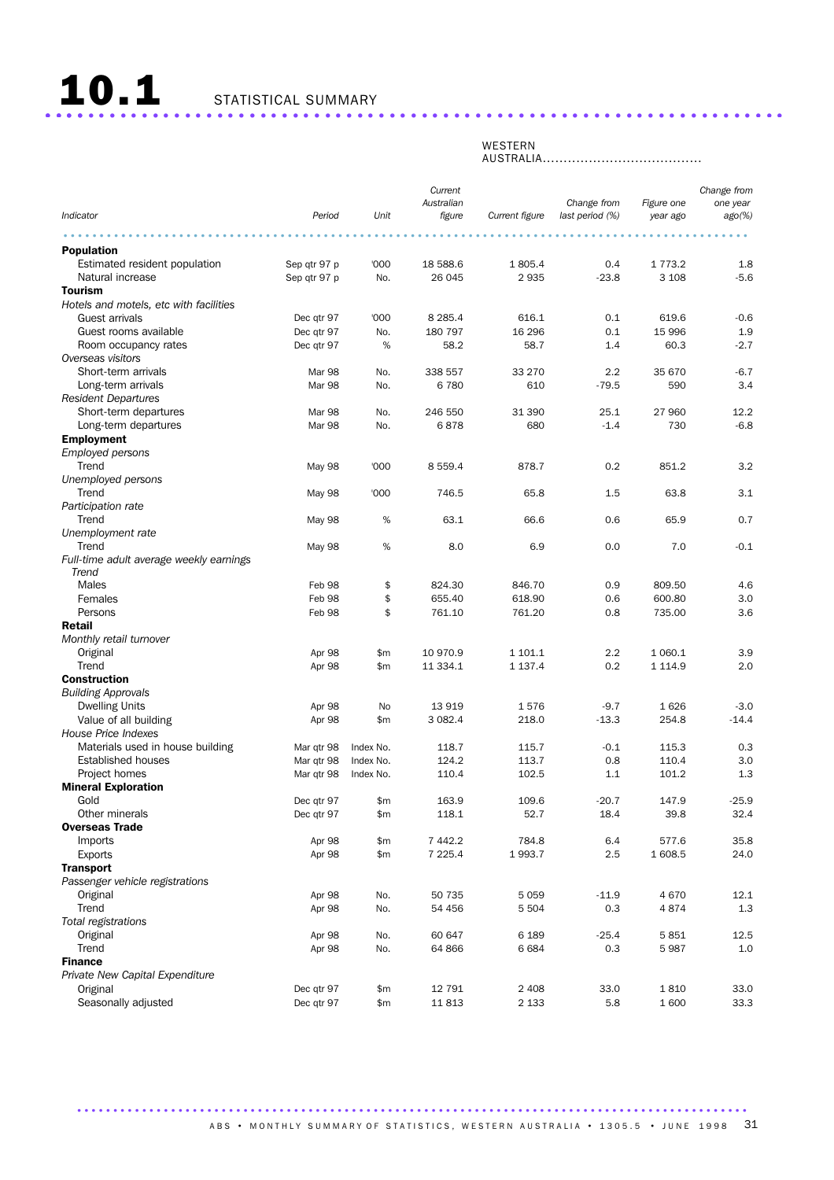# 10.1 STATISTICAL SUMMARY

| Indicator | Period | Unit | Current Australian figure | WESTERN AUSTRALIA Current figure | Change from last period (%) | Figure one year ago | Change from one year ago(%) |
|---|---|---|---|---|---|---|---|
| **Population** | | | | | | | |
| Estimated resident population | Sep qtr 97 p | '000 | 18 588.6 | 1 805.4 | 0.4 | 1 773.2 | 1.8 |
| Natural increase | Sep qtr 97 p | No. | 26 045 | 2 935 | -23.8 | 3 108 | -5.6 |
| **Tourism** | | | | | | | |
| *Hotels and motels, etc with facilities* | | | | | | | |
| Guest arrivals | Dec qtr 97 | '000 | 8 285.4 | 616.1 | 0.1 | 619.6 | -0.6 |
| Guest rooms available | Dec qtr 97 | No. | 180 797 | 16 296 | 0.1 | 15 996 | 1.9 |
| Room occupancy rates | Dec qtr 97 | % | 58.2 | 58.7 | 1.4 | 60.3 | -2.7 |
| *Overseas visitors* | | | | | | | |
| Short-term arrivals | Mar 98 | No. | 338 557 | 33 270 | 2.2 | 35 670 | -6.7 |
| Long-term arrivals | Mar 98 | No. | 6 780 | 610 | -79.5 | 590 | 3.4 |
| *Resident Departures* | | | | | | | |
| Short-term departures | Mar 98 | No. | 246 550 | 31 390 | 25.1 | 27 960 | 12.2 |
| Long-term departures | Mar 98 | No. | 6 878 | 680 | -1.4 | 730 | -6.8 |
| **Employment** | | | | | | | |
| *Employed persons* | | | | | | | |
| Trend | May 98 | '000 | 8 559.4 | 878.7 | 0.2 | 851.2 | 3.2 |
| *Unemployed persons* | | | | | | | |
| Trend | May 98 | '000 | 746.5 | 65.8 | 1.5 | 63.8 | 3.1 |
| *Participation rate* | | | | | | | |
| Trend | May 98 | % | 63.1 | 66.6 | 0.6 | 65.9 | 0.7 |
| *Unemployment rate* | | | | | | | |
| Trend | May 98 | % | 8.0 | 6.9 | 0.0 | 7.0 | -0.1 |
| *Full-time adult average weekly earnings* | | | | | | | |
| *Trend* | | | | | | | |
| Males | Feb 98 | $ | 824.30 | 846.70 | 0.9 | 809.50 | 4.6 |
| Females | Feb 98 | $ | 655.40 | 618.90 | 0.6 | 600.80 | 3.0 |
| Persons | Feb 98 | $ | 761.10 | 761.20 | 0.8 | 735.00 | 3.6 |
| **Retail** | | | | | | | |
| *Monthly retail turnover* | | | | | | | |
| Original | Apr 98 | $m | 10 970.9 | 1 101.1 | 2.2 | 1 060.1 | 3.9 |
| Trend | Apr 98 | $m | 11 334.1 | 1 137.4 | 0.2 | 1 114.9 | 2.0 |
| **Construction** | | | | | | | |
| *Building Approvals* | | | | | | | |
| Dwelling Units | Apr 98 | No | 13 919 | 1 576 | -9.7 | 1 626 | -3.0 |
| Value of all building | Apr 98 | $m | 3 082.4 | 218.0 | -13.3 | 254.8 | -14.4 |
| *House Price Indexes* | | | | | | | |
| Materials used in house building | Mar qtr 98 | Index No. | 118.7 | 115.7 | -0.1 | 115.3 | 0.3 |
| Established houses | Mar qtr 98 | Index No. | 124.2 | 113.7 | 0.8 | 110.4 | 3.0 |
| Project homes | Mar qtr 98 | Index No. | 110.4 | 102.5 | 1.1 | 101.2 | 1.3 |
| **Mineral Exploration** | | | | | | | |
| Gold | Dec qtr 97 | $m | 163.9 | 109.6 | -20.7 | 147.9 | -25.9 |
| Other minerals | Dec qtr 97 | $m | 118.1 | 52.7 | 18.4 | 39.8 | 32.4 |
| **Overseas Trade** | | | | | | | |
| Imports | Apr 98 | $m | 7 442.2 | 784.8 | 6.4 | 577.6 | 35.8 |
| Exports | Apr 98 | $m | 7 225.4 | 1 993.7 | 2.5 | 1 608.5 | 24.0 |
| **Transport** | | | | | | | |
| *Passenger vehicle registrations* | | | | | | | |
| Original | Apr 98 | No. | 50 735 | 5 059 | -11.9 | 4 670 | 12.1 |
| Trend | Apr 98 | No. | 54 456 | 5 504 | 0.3 | 4 874 | 1.3 |
| *Total registrations* | | | | | | | |
| Original | Apr 98 | No. | 60 647 | 6 189 | -25.4 | 5 851 | 12.5 |
| Trend | Apr 98 | No. | 64 866 | 6 684 | 0.3 | 5 987 | 1.0 |
| **Finance** | | | | | | | |
| *Private New Capital Expenditure* | | | | | | | |
| Original | Dec qtr 97 | $m | 12 791 | 2 408 | 33.0 | 1 810 | 33.0 |
| Seasonally adjusted | Dec qtr 97 | $m | 11 813 | 2 133 | 5.8 | 1 600 | 33.3 |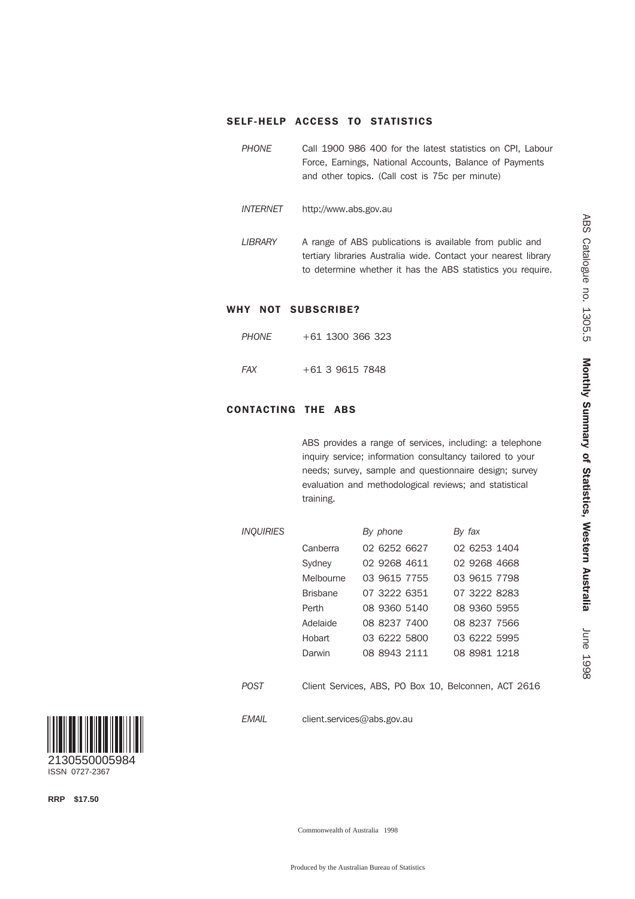## SELF-HELP ACCESS TO STATISTICS

*PHONE* Call 1900 986 400 for the latest statistics on CPI, Labour Force, Earnings, National Accounts, Balance of Payments and other topics. (Call cost is 75c per minute)

*INTERNET* http://www.abs.gov.au

*LIBRARY* A range of ABS publications is available from public and tertiary libraries Australia wide. Contact your nearest library to determine whether it has the ABS statistics you require.

## WHY NOT SUBSCRIBE?

*PHONE* +61 1300 366 323

*FAX* +61 3 9615 7848

## CONTACTING THE ABS

ABS provides a range of services, including: a telephone inquiry service; information consultancy tailored to your needs; survey, sample and questionnaire design; survey evaluation and methodological reviews; and statistical training.

*INQUIRIES*

| | *By phone* | *By fax* |
|---|---|---|
| Canberra | 02 6252 6627 | 02 6253 1404 |
| Sydney | 02 9268 4611 | 02 9268 4668 |
| Melbourne | 03 9615 7755 | 03 9615 7798 |
| Brisbane | 07 3222 6351 | 07 3222 8283 |
| Perth | 08 9360 5140 | 08 9360 5955 |
| Adelaide | 08 8237 7400 | 08 8237 7566 |
| Hobart | 03 6222 5800 | 03 6222 5995 |
| Darwin | 08 8943 2111 | 08 8981 1218 |

*POST* Client Services, ABS, PO Box 10, Belconnen, ACT 2616

*EMAIL* client.services@abs.gov.au

2130550005984

ISSN 0727-2367

**RRP $17.50**

ABS Catalogue no. 1305.5 **Monthly Summary of Statistics, Western Australia** June 1998

Commonwealth of Australia 1998

Produced by the Australian Bureau of Statistics